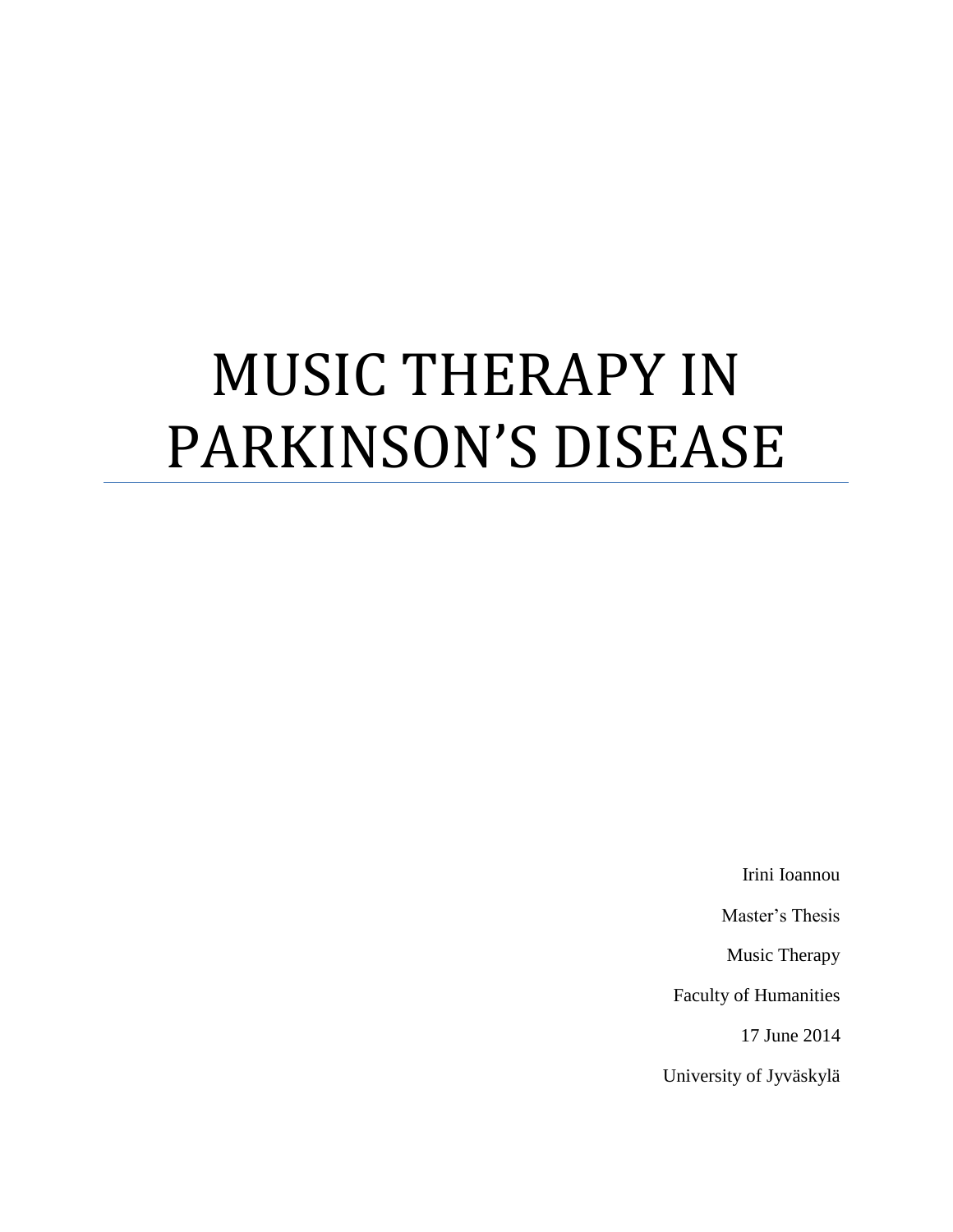# MUSIC THERAPY IN PARKINSON'S DISEASE

Irini Ioannou

Master's Thesis

Music Therapy

Faculty of Humanities

17 June 2014

University of Jyväskylä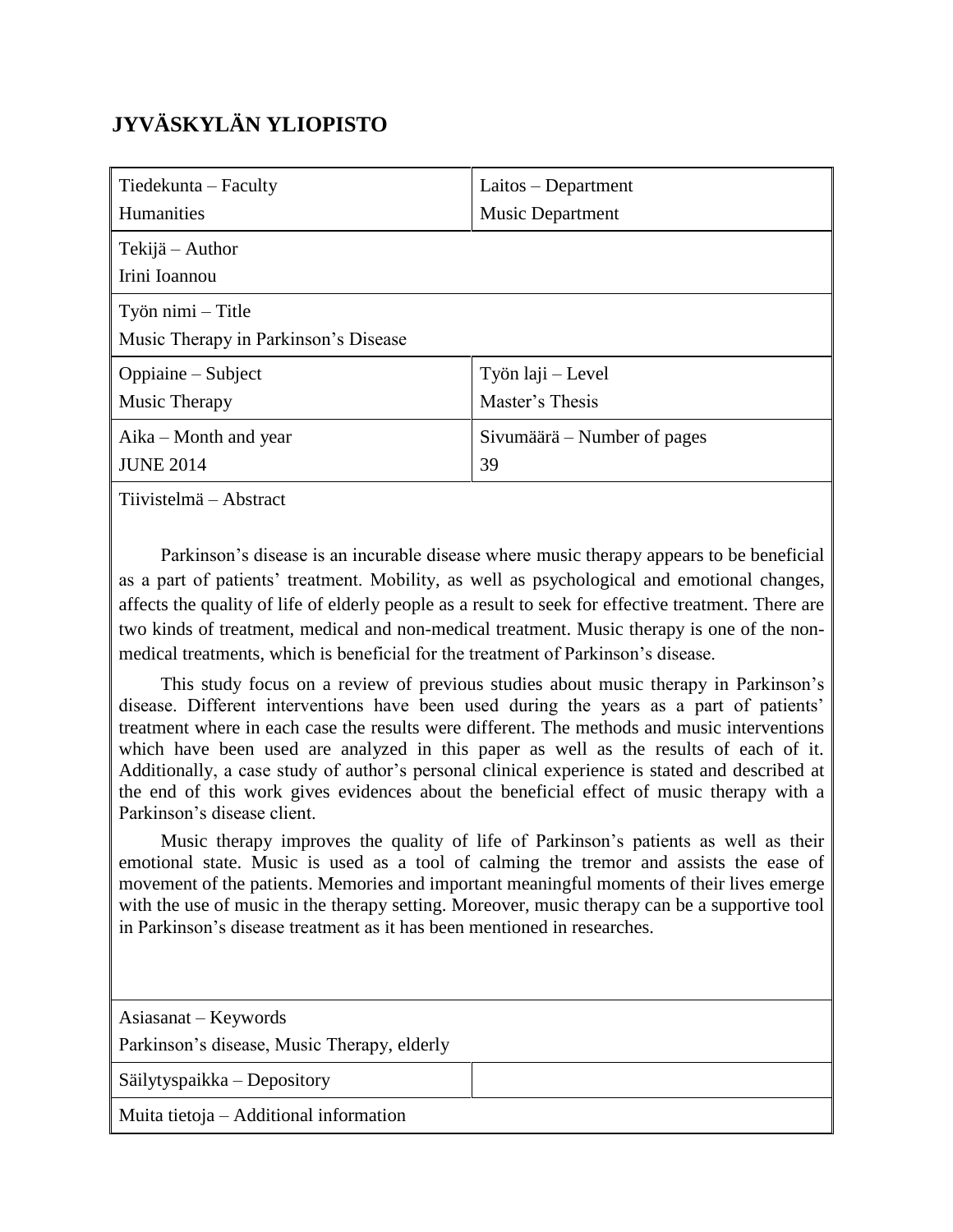# JYVÄSKYLÄN YLIOPISTO

| Tiedekunta – Faculty<br>Humanities | Laitos – Department<br>Music Department |
|---|---|
| Tekijä – Author<br>Irini Ioannou | |
| Työn nimi – Title<br>Music Therapy in Parkinson's Disease | |
| Oppiaine – Subject<br>Music Therapy | Työn laji – Level<br>Master's Thesis |
| Aika – Month and year<br>JUNE 2014 | Sivumäärä – Number of pages<br>39 |

Tiivistelmä – Abstract

Parkinson's disease is an incurable disease where music therapy appears to be beneficial as a part of patients' treatment. Mobility, as well as psychological and emotional changes, affects the quality of life of elderly people as a result to seek for effective treatment. There are two kinds of treatment, medical and non-medical treatment. Music therapy is one of the non-medical treatments, which is beneficial for the treatment of Parkinson's disease.

This study focus on a review of previous studies about music therapy in Parkinson's disease. Different interventions have been used during the years as a part of patients' treatment where in each case the results were different. The methods and music interventions which have been used are analyzed in this paper as well as the results of each of it. Additionally, a case study of author's personal clinical experience is stated and described at the end of this work gives evidences about the beneficial effect of music therapy with a Parkinson's disease client.

Music therapy improves the quality of life of Parkinson's patients as well as their emotional state. Music is used as a tool of calming the tremor and assists the ease of movement of the patients. Memories and important meaningful moments of their lives emerge with the use of music in the therapy setting. Moreover, music therapy can be a supportive tool in Parkinson's disease treatment as it has been mentioned in researches.

| Asiasanat – Keywords<br>Parkinson's disease, Music Therapy, elderly | |
|---|---|
| Säilytyspaikka – Depository | |
| Muita tietoja – Additional information | |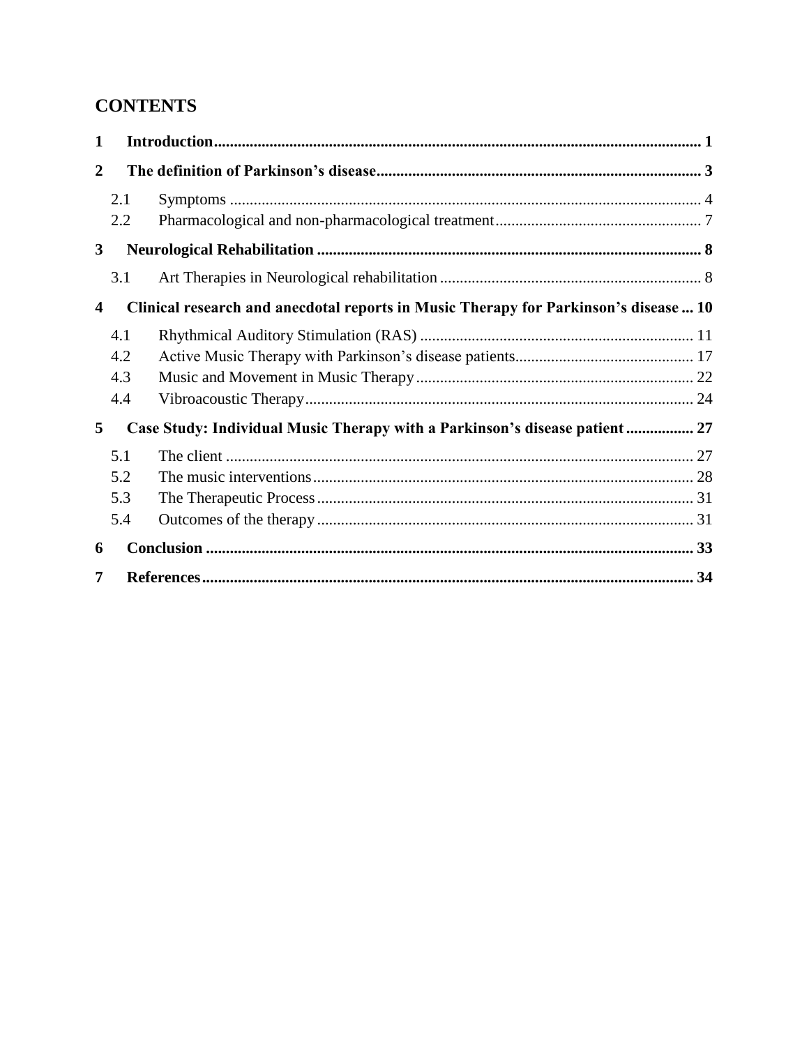# CONTENTS

**1 Introduction** ... 1

**2 The definition of Parkinson's disease** ... 3

- 2.1 Symptoms ... 4
- 2.2 Pharmacological and non-pharmacological treatment ... 7

**3 Neurological Rehabilitation** ... 8

- 3.1 Art Therapies in Neurological rehabilitation ... 8

**4 Clinical research and anecdotal reports in Music Therapy for Parkinson's disease** ... 10

- 4.1 Rhythmical Auditory Stimulation (RAS) ... 11
- 4.2 Active Music Therapy with Parkinson's disease patients ... 17
- 4.3 Music and Movement in Music Therapy ... 22
- 4.4 Vibroacoustic Therapy ... 24

**5 Case Study: Individual Music Therapy with a Parkinson's disease patient** ... 27

- 5.1 The client ... 27
- 5.2 The music interventions ... 28
- 5.3 The Therapeutic Process ... 31
- 5.4 Outcomes of the therapy ... 31

**6 Conclusion** ... 33

**7 References** ... 34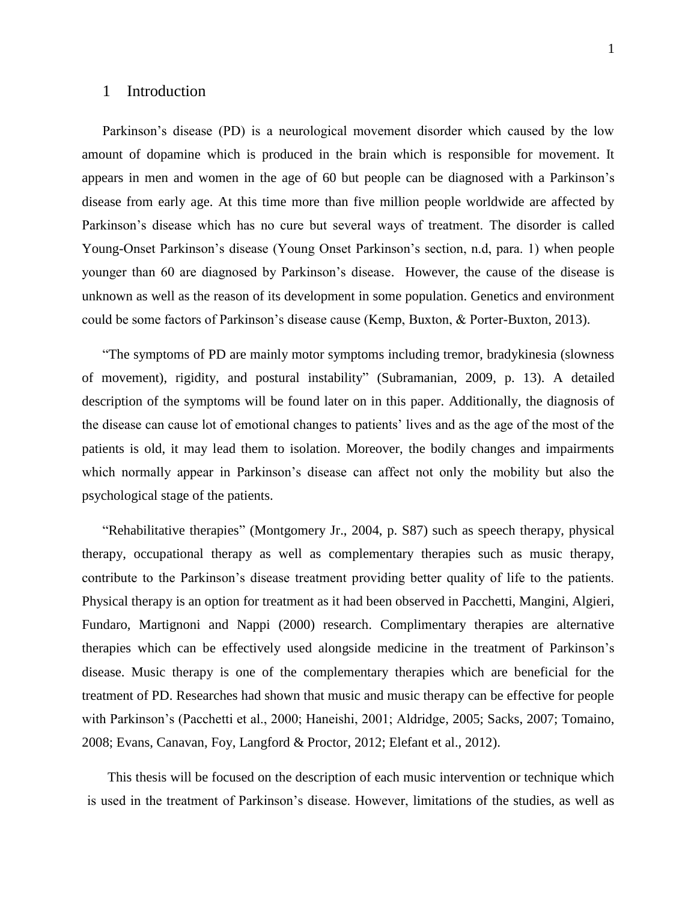# 1 Introduction

Parkinson's disease (PD) is a neurological movement disorder which caused by the low amount of dopamine which is produced in the brain which is responsible for movement. It appears in men and women in the age of 60 but people can be diagnosed with a Parkinson's disease from early age. At this time more than five million people worldwide are affected by Parkinson's disease which has no cure but several ways of treatment. The disorder is called Young-Onset Parkinson's disease (Young Onset Parkinson's section, n.d, para. 1) when people younger than 60 are diagnosed by Parkinson's disease. However, the cause of the disease is unknown as well as the reason of its development in some population. Genetics and environment could be some factors of Parkinson's disease cause (Kemp, Buxton, & Porter-Buxton, 2013).

"The symptoms of PD are mainly motor symptoms including tremor, bradykinesia (slowness of movement), rigidity, and postural instability" (Subramanian, 2009, p. 13). A detailed description of the symptoms will be found later on in this paper. Additionally, the diagnosis of the disease can cause lot of emotional changes to patients' lives and as the age of the most of the patients is old, it may lead them to isolation. Moreover, the bodily changes and impairments which normally appear in Parkinson's disease can affect not only the mobility but also the psychological stage of the patients.

"Rehabilitative therapies" (Montgomery Jr., 2004, p. S87) such as speech therapy, physical therapy, occupational therapy as well as complementary therapies such as music therapy, contribute to the Parkinson's disease treatment providing better quality of life to the patients. Physical therapy is an option for treatment as it had been observed in Pacchetti, Mangini, Algieri, Fundaro, Martignoni and Nappi (2000) research. Complimentary therapies are alternative therapies which can be effectively used alongside medicine in the treatment of Parkinson's disease. Music therapy is one of the complementary therapies which are beneficial for the treatment of PD. Researches had shown that music and music therapy can be effective for people with Parkinson's (Pacchetti et al., 2000; Haneishi, 2001; Aldridge, 2005; Sacks, 2007; Tomaino, 2008; Evans, Canavan, Foy, Langford & Proctor, 2012; Elefant et al., 2012).

This thesis will be focused on the description of each music intervention or technique which is used in the treatment of Parkinson's disease. However, limitations of the studies, as well as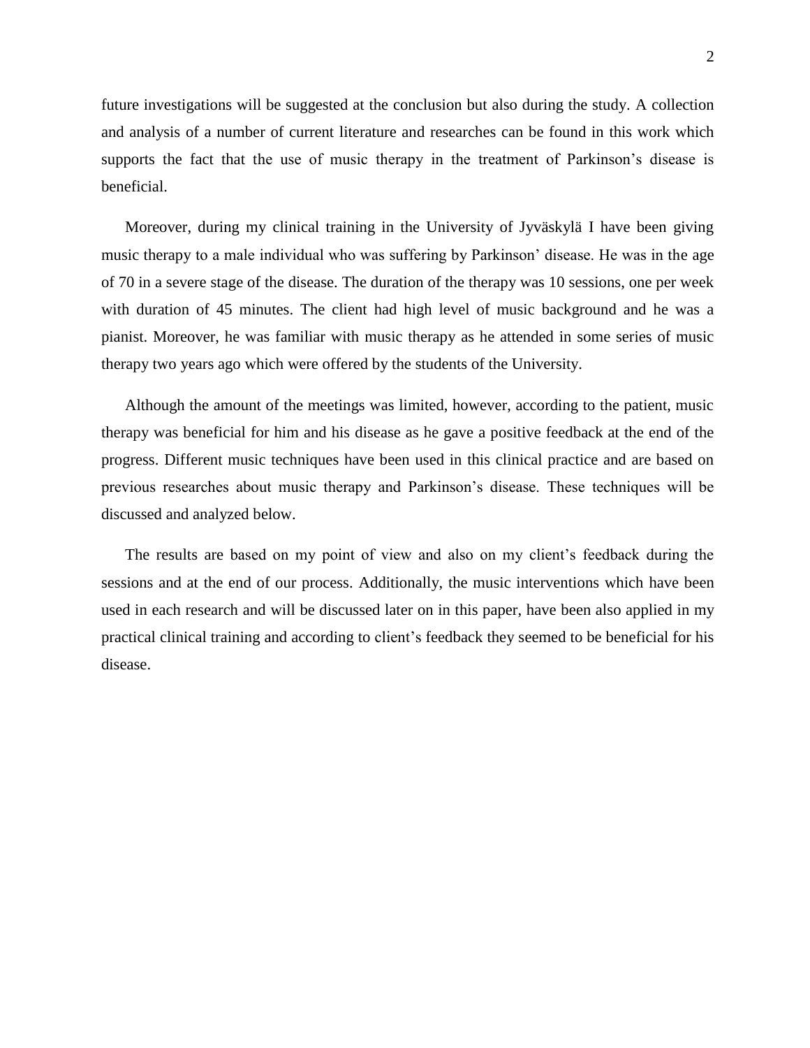future investigations will be suggested at the conclusion but also during the study. A collection and analysis of a number of current literature and researches can be found in this work which supports the fact that the use of music therapy in the treatment of Parkinson's disease is beneficial.

Moreover, during my clinical training in the University of Jyväskylä I have been giving music therapy to a male individual who was suffering by Parkinson' disease. He was in the age of 70 in a severe stage of the disease. The duration of the therapy was 10 sessions, one per week with duration of 45 minutes. The client had high level of music background and he was a pianist. Moreover, he was familiar with music therapy as he attended in some series of music therapy two years ago which were offered by the students of the University.

Although the amount of the meetings was limited, however, according to the patient, music therapy was beneficial for him and his disease as he gave a positive feedback at the end of the progress. Different music techniques have been used in this clinical practice and are based on previous researches about music therapy and Parkinson's disease. These techniques will be discussed and analyzed below.

The results are based on my point of view and also on my client's feedback during the sessions and at the end of our process. Additionally, the music interventions which have been used in each research and will be discussed later on in this paper, have been also applied in my practical clinical training and according to client's feedback they seemed to be beneficial for his disease.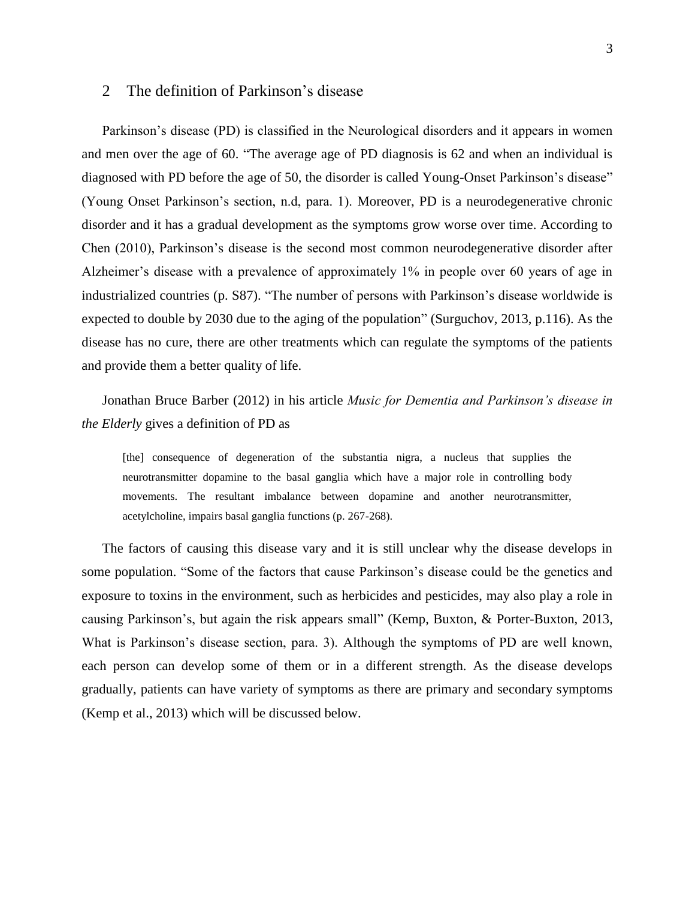## 2 The definition of Parkinson's disease

Parkinson's disease (PD) is classified in the Neurological disorders and it appears in women and men over the age of 60. "The average age of PD diagnosis is 62 and when an individual is diagnosed with PD before the age of 50, the disorder is called Young-Onset Parkinson's disease" (Young Onset Parkinson's section, n.d, para. 1). Moreover, PD is a neurodegenerative chronic disorder and it has a gradual development as the symptoms grow worse over time. According to Chen (2010), Parkinson's disease is the second most common neurodegenerative disorder after Alzheimer's disease with a prevalence of approximately 1% in people over 60 years of age in industrialized countries (p. S87). "The number of persons with Parkinson's disease worldwide is expected to double by 2030 due to the aging of the population" (Surguchov, 2013, p.116). As the disease has no cure, there are other treatments which can regulate the symptoms of the patients and provide them a better quality of life.

Jonathan Bruce Barber (2012) in his article *Music for Dementia and Parkinson's disease in the Elderly* gives a definition of PD as

> [the] consequence of degeneration of the substantia nigra, a nucleus that supplies the neurotransmitter dopamine to the basal ganglia which have a major role in controlling body movements. The resultant imbalance between dopamine and another neurotransmitter, acetylcholine, impairs basal ganglia functions (p. 267-268).

The factors of causing this disease vary and it is still unclear why the disease develops in some population. "Some of the factors that cause Parkinson's disease could be the genetics and exposure to toxins in the environment, such as herbicides and pesticides, may also play a role in causing Parkinson's, but again the risk appears small" (Kemp, Buxton, & Porter-Buxton, 2013, What is Parkinson's disease section, para. 3). Although the symptoms of PD are well known, each person can develop some of them or in a different strength. As the disease develops gradually, patients can have variety of symptoms as there are primary and secondary symptoms (Kemp et al., 2013) which will be discussed below.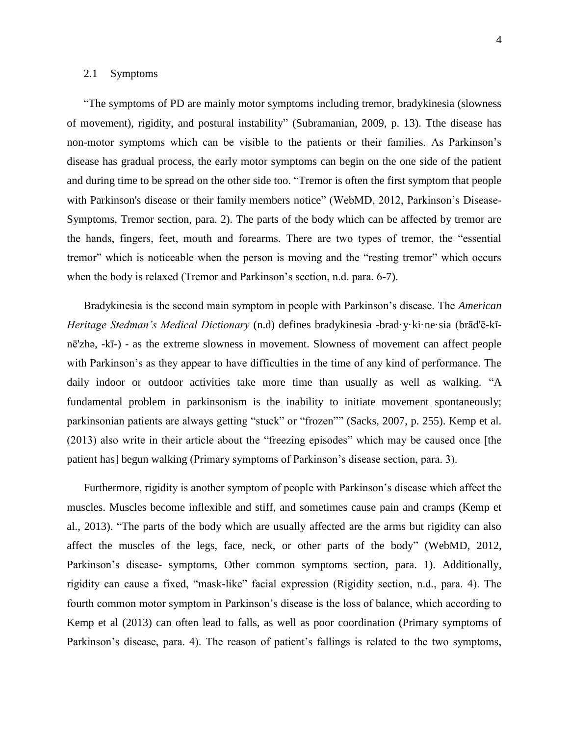## 2.1 Symptoms

"The symptoms of PD are mainly motor symptoms including tremor, bradykinesia (slowness of movement), rigidity, and postural instability" (Subramanian, 2009, p. 13). Tthe disease has non-motor symptoms which can be visible to the patients or their families. As Parkinson's disease has gradual process, the early motor symptoms can begin on the one side of the patient and during time to be spread on the other side too. "Tremor is often the first symptom that people with Parkinson's disease or their family members notice" (WebMD, 2012, Parkinson's Disease-Symptoms, Tremor section, para. 2). The parts of the body which can be affected by tremor are the hands, fingers, feet, mouth and forearms. There are two types of tremor, the "essential tremor" which is noticeable when the person is moving and the "resting tremor" which occurs when the body is relaxed (Tremor and Parkinson's section, n.d. para. 6-7).

Bradykinesia is the second main symptom in people with Parkinson's disease. The *American Heritage Stedman's Medical Dictionary* (n.d) defines bradykinesia -brad·y·ki·ne·sia (brād'ē-kĭ-nē'zhə, -kī-) - as the extreme slowness in movement. Slowness of movement can affect people with Parkinson's as they appear to have difficulties in the time of any kind of performance. The daily indoor or outdoor activities take more time than usually as well as walking. "A fundamental problem in parkinsonism is the inability to initiate movement spontaneously; parkinsonian patients are always getting "stuck" or "frozen"" (Sacks, 2007, p. 255). Kemp et al. (2013) also write in their article about the "freezing episodes" which may be caused once [the patient has] begun walking (Primary symptoms of Parkinson's disease section, para. 3).

Furthermore, rigidity is another symptom of people with Parkinson's disease which affect the muscles. Muscles become inflexible and stiff, and sometimes cause pain and cramps (Kemp et al., 2013). "The parts of the body which are usually affected are the arms but rigidity can also affect the muscles of the legs, face, neck, or other parts of the body" (WebMD, 2012, Parkinson's disease- symptoms, Other common symptoms section, para. 1). Additionally, rigidity can cause a fixed, "mask-like" facial expression (Rigidity section, n.d., para. 4). The fourth common motor symptom in Parkinson's disease is the loss of balance, which according to Kemp et al (2013) can often lead to falls, as well as poor coordination (Primary symptoms of Parkinson's disease, para. 4). The reason of patient's fallings is related to the two symptoms,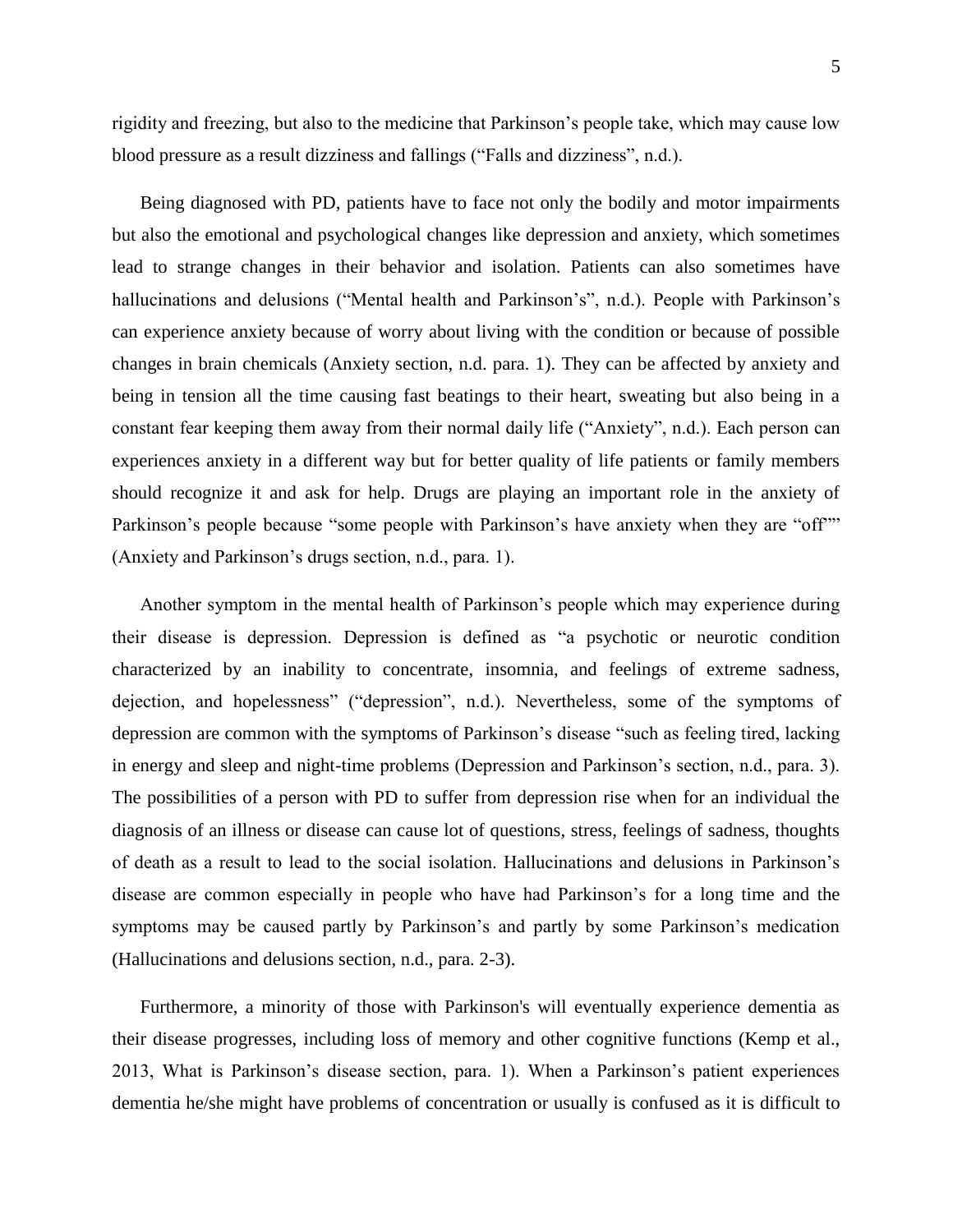rigidity and freezing, but also to the medicine that Parkinson's people take, which may cause low blood pressure as a result dizziness and fallings ("Falls and dizziness", n.d.).

Being diagnosed with PD, patients have to face not only the bodily and motor impairments but also the emotional and psychological changes like depression and anxiety, which sometimes lead to strange changes in their behavior and isolation. Patients can also sometimes have hallucinations and delusions ("Mental health and Parkinson's", n.d.). People with Parkinson's can experience anxiety because of worry about living with the condition or because of possible changes in brain chemicals (Anxiety section, n.d. para. 1). They can be affected by anxiety and being in tension all the time causing fast beatings to their heart, sweating but also being in a constant fear keeping them away from their normal daily life ("Anxiety", n.d.). Each person can experiences anxiety in a different way but for better quality of life patients or family members should recognize it and ask for help. Drugs are playing an important role in the anxiety of Parkinson's people because "some people with Parkinson's have anxiety when they are "off"" (Anxiety and Parkinson's drugs section, n.d., para. 1).

Another symptom in the mental health of Parkinson's people which may experience during their disease is depression. Depression is defined as "a psychotic or neurotic condition characterized by an inability to concentrate, insomnia, and feelings of extreme sadness, dejection, and hopelessness" ("depression", n.d.). Nevertheless, some of the symptoms of depression are common with the symptoms of Parkinson's disease "such as feeling tired, lacking in energy and sleep and night-time problems (Depression and Parkinson's section, n.d., para. 3). The possibilities of a person with PD to suffer from depression rise when for an individual the diagnosis of an illness or disease can cause lot of questions, stress, feelings of sadness, thoughts of death as a result to lead to the social isolation. Hallucinations and delusions in Parkinson's disease are common especially in people who have had Parkinson's for a long time and the symptoms may be caused partly by Parkinson's and partly by some Parkinson's medication (Hallucinations and delusions section, n.d., para. 2-3).

Furthermore, a minority of those with Parkinson's will eventually experience dementia as their disease progresses, including loss of memory and other cognitive functions (Kemp et al., 2013, What is Parkinson's disease section, para. 1). When a Parkinson's patient experiences dementia he/she might have problems of concentration or usually is confused as it is difficult to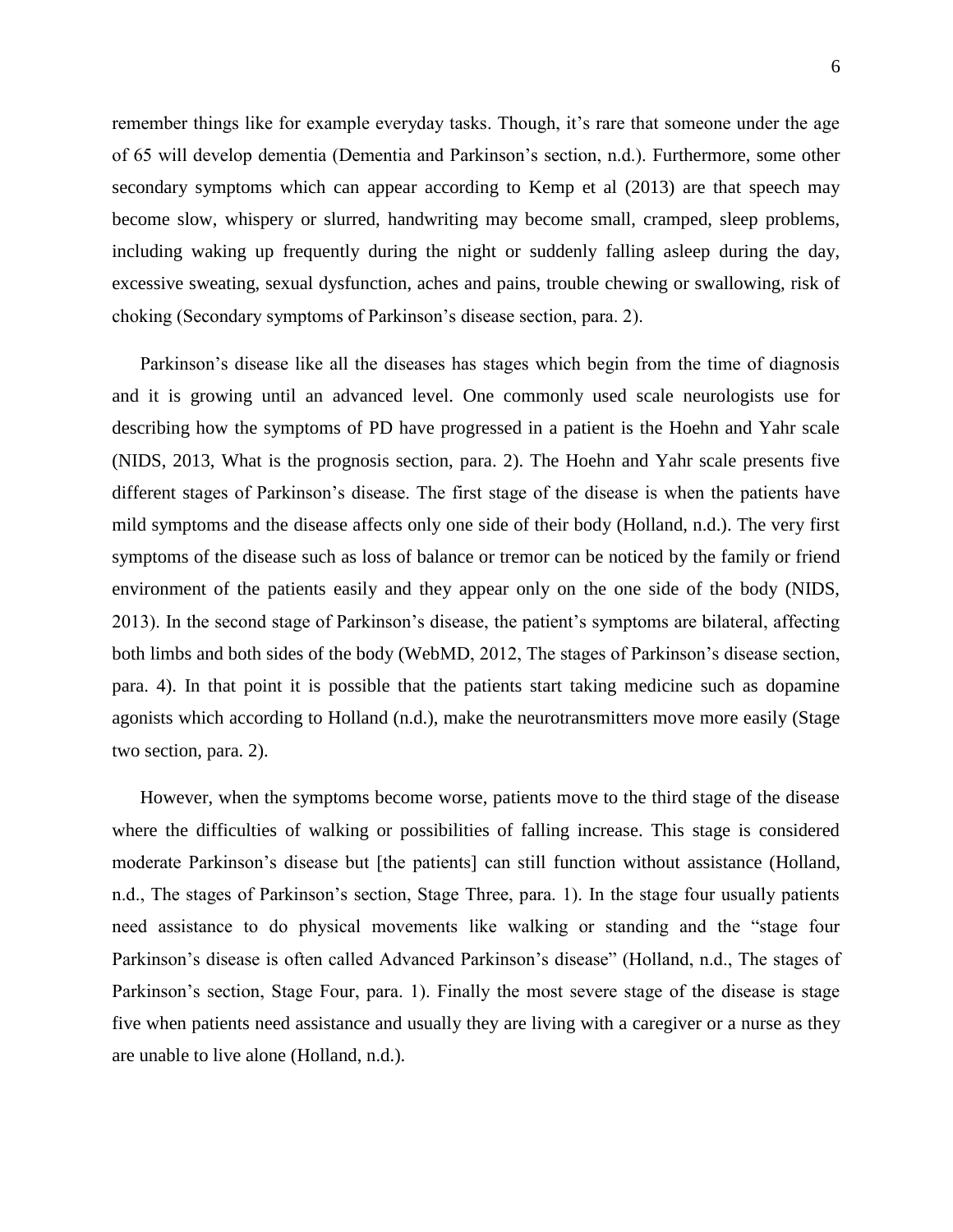remember things like for example everyday tasks. Though, it's rare that someone under the age of 65 will develop dementia (Dementia and Parkinson's section, n.d.). Furthermore, some other secondary symptoms which can appear according to Kemp et al (2013) are that speech may become slow, whispery or slurred, handwriting may become small, cramped, sleep problems, including waking up frequently during the night or suddenly falling asleep during the day, excessive sweating, sexual dysfunction, aches and pains, trouble chewing or swallowing, risk of choking (Secondary symptoms of Parkinson's disease section, para. 2).

Parkinson's disease like all the diseases has stages which begin from the time of diagnosis and it is growing until an advanced level. One commonly used scale neurologists use for describing how the symptoms of PD have progressed in a patient is the Hoehn and Yahr scale (NIDS, 2013, What is the prognosis section, para. 2). The Hoehn and Yahr scale presents five different stages of Parkinson's disease. The first stage of the disease is when the patients have mild symptoms and the disease affects only one side of their body (Holland, n.d.). The very first symptoms of the disease such as loss of balance or tremor can be noticed by the family or friend environment of the patients easily and they appear only on the one side of the body (NIDS, 2013). In the second stage of Parkinson's disease, the patient's symptoms are bilateral, affecting both limbs and both sides of the body (WebMD, 2012, The stages of Parkinson's disease section, para. 4). In that point it is possible that the patients start taking medicine such as dopamine agonists which according to Holland (n.d.), make the neurotransmitters move more easily (Stage two section, para. 2).

However, when the symptoms become worse, patients move to the third stage of the disease where the difficulties of walking or possibilities of falling increase. This stage is considered moderate Parkinson's disease but [the patients] can still function without assistance (Holland, n.d., The stages of Parkinson's section, Stage Three, para. 1). In the stage four usually patients need assistance to do physical movements like walking or standing and the "stage four Parkinson's disease is often called Advanced Parkinson's disease" (Holland, n.d., The stages of Parkinson's section, Stage Four, para. 1). Finally the most severe stage of the disease is stage five when patients need assistance and usually they are living with a caregiver or a nurse as they are unable to live alone (Holland, n.d.).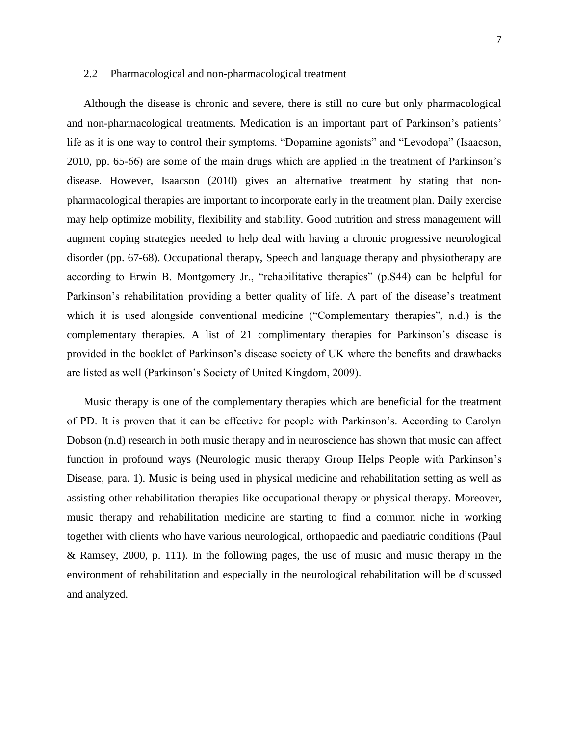## 2.2 Pharmacological and non-pharmacological treatment

Although the disease is chronic and severe, there is still no cure but only pharmacological and non-pharmacological treatments. Medication is an important part of Parkinson's patients' life as it is one way to control their symptoms. "Dopamine agonists" and "Levodopa" (Isaacson, 2010, pp. 65-66) are some of the main drugs which are applied in the treatment of Parkinson's disease. However, Isaacson (2010) gives an alternative treatment by stating that non-pharmacological therapies are important to incorporate early in the treatment plan. Daily exercise may help optimize mobility, flexibility and stability. Good nutrition and stress management will augment coping strategies needed to help deal with having a chronic progressive neurological disorder (pp. 67-68). Occupational therapy, Speech and language therapy and physiotherapy are according to Erwin B. Montgomery Jr., "rehabilitative therapies" (p.S44) can be helpful for Parkinson's rehabilitation providing a better quality of life. A part of the disease's treatment which it is used alongside conventional medicine ("Complementary therapies", n.d.) is the complementary therapies. A list of 21 complimentary therapies for Parkinson's disease is provided in the booklet of Parkinson's disease society of UK where the benefits and drawbacks are listed as well (Parkinson's Society of United Kingdom, 2009).

Music therapy is one of the complementary therapies which are beneficial for the treatment of PD. It is proven that it can be effective for people with Parkinson's. According to Carolyn Dobson (n.d) research in both music therapy and in neuroscience has shown that music can affect function in profound ways (Neurologic music therapy Group Helps People with Parkinson's Disease, para. 1). Music is being used in physical medicine and rehabilitation setting as well as assisting other rehabilitation therapies like occupational therapy or physical therapy. Moreover, music therapy and rehabilitation medicine are starting to find a common niche in working together with clients who have various neurological, orthopaedic and paediatric conditions (Paul & Ramsey, 2000, p. 111). In the following pages, the use of music and music therapy in the environment of rehabilitation and especially in the neurological rehabilitation will be discussed and analyzed.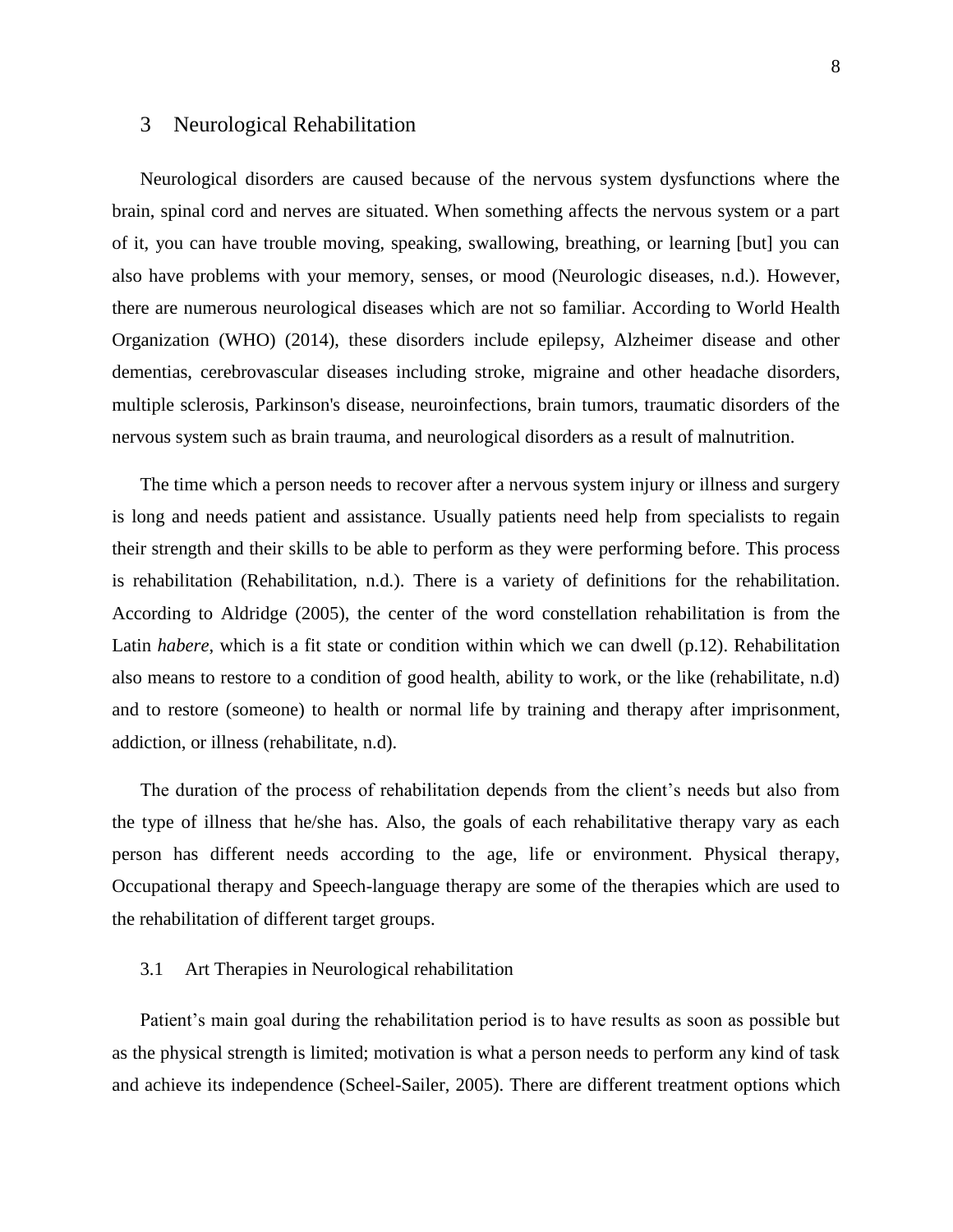# 3 Neurological Rehabilitation

Neurological disorders are caused because of the nervous system dysfunctions where the brain, spinal cord and nerves are situated. When something affects the nervous system or a part of it, you can have trouble moving, speaking, swallowing, breathing, or learning [but] you can also have problems with your memory, senses, or mood (Neurologic diseases, n.d.). However, there are numerous neurological diseases which are not so familiar. According to World Health Organization (WHO) (2014), these disorders include epilepsy, Alzheimer disease and other dementias, cerebrovascular diseases including stroke, migraine and other headache disorders, multiple sclerosis, Parkinson's disease, neuroinfections, brain tumors, traumatic disorders of the nervous system such as brain trauma, and neurological disorders as a result of malnutrition.

The time which a person needs to recover after a nervous system injury or illness and surgery is long and needs patient and assistance. Usually patients need help from specialists to regain their strength and their skills to be able to perform as they were performing before. This process is rehabilitation (Rehabilitation, n.d.). There is a variety of definitions for the rehabilitation. According to Aldridge (2005), the center of the word constellation rehabilitation is from the Latin *habere*, which is a fit state or condition within which we can dwell (p.12). Rehabilitation also means to restore to a condition of good health, ability to work, or the like (rehabilitate, n.d) and to restore (someone) to health or normal life by training and therapy after imprisonment, addiction, or illness (rehabilitate, n.d).

The duration of the process of rehabilitation depends from the client's needs but also from the type of illness that he/she has. Also, the goals of each rehabilitative therapy vary as each person has different needs according to the age, life or environment. Physical therapy, Occupational therapy and Speech-language therapy are some of the therapies which are used to the rehabilitation of different target groups.

## 3.1 Art Therapies in Neurological rehabilitation

Patient's main goal during the rehabilitation period is to have results as soon as possible but as the physical strength is limited; motivation is what a person needs to perform any kind of task and achieve its independence (Scheel-Sailer, 2005). There are different treatment options which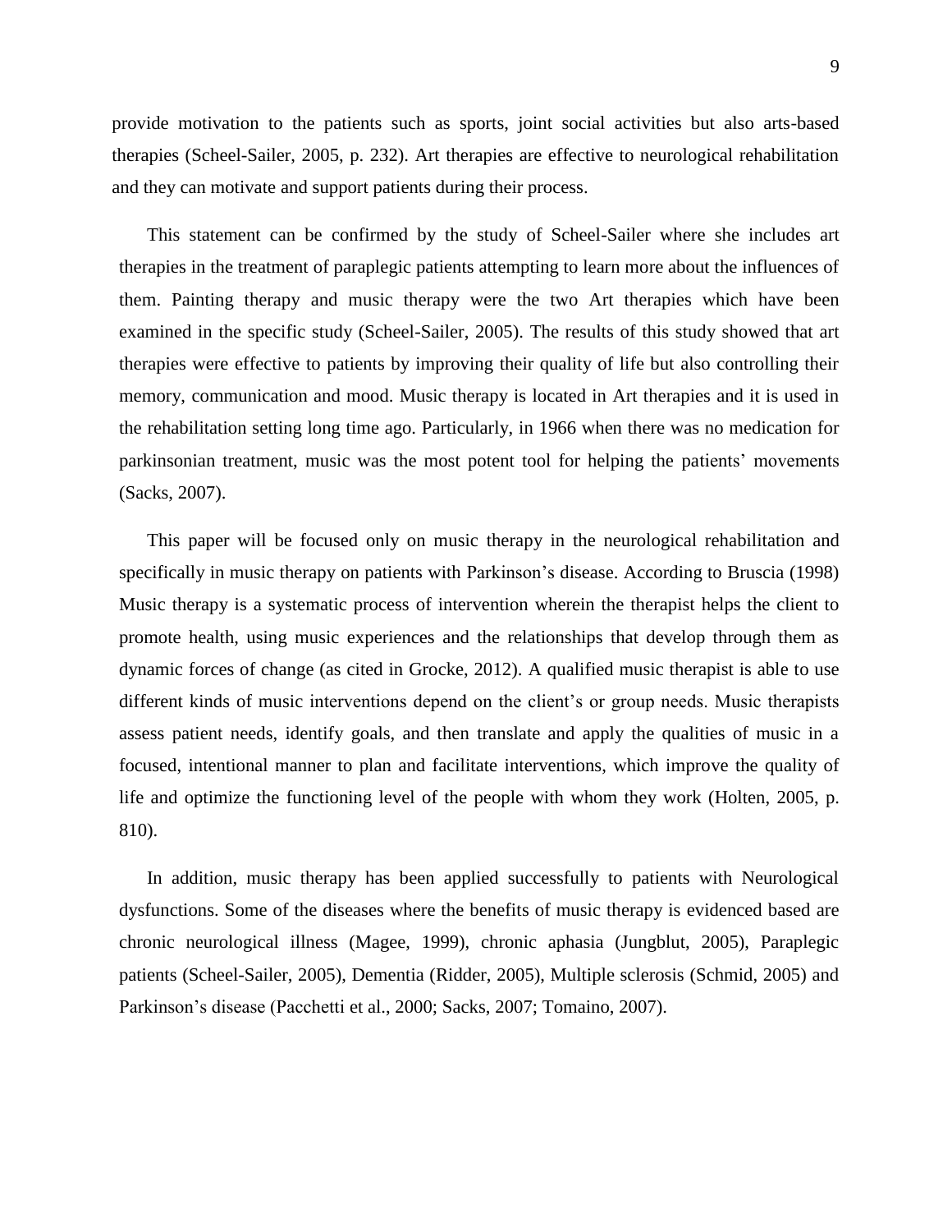provide motivation to the patients such as sports, joint social activities but also arts-based therapies (Scheel-Sailer, 2005, p. 232). Art therapies are effective to neurological rehabilitation and they can motivate and support patients during their process.

This statement can be confirmed by the study of Scheel-Sailer where she includes art therapies in the treatment of paraplegic patients attempting to learn more about the influences of them. Painting therapy and music therapy were the two Art therapies which have been examined in the specific study (Scheel-Sailer, 2005). The results of this study showed that art therapies were effective to patients by improving their quality of life but also controlling their memory, communication and mood. Music therapy is located in Art therapies and it is used in the rehabilitation setting long time ago. Particularly, in 1966 when there was no medication for parkinsonian treatment, music was the most potent tool for helping the patients' movements (Sacks, 2007).

This paper will be focused only on music therapy in the neurological rehabilitation and specifically in music therapy on patients with Parkinson's disease. According to Bruscia (1998) Music therapy is a systematic process of intervention wherein the therapist helps the client to promote health, using music experiences and the relationships that develop through them as dynamic forces of change (as cited in Grocke, 2012). A qualified music therapist is able to use different kinds of music interventions depend on the client's or group needs. Music therapists assess patient needs, identify goals, and then translate and apply the qualities of music in a focused, intentional manner to plan and facilitate interventions, which improve the quality of life and optimize the functioning level of the people with whom they work (Holten, 2005, p. 810).

In addition, music therapy has been applied successfully to patients with Neurological dysfunctions. Some of the diseases where the benefits of music therapy is evidenced based are chronic neurological illness (Magee, 1999), chronic aphasia (Jungblut, 2005), Paraplegic patients (Scheel-Sailer, 2005), Dementia (Ridder, 2005), Multiple sclerosis (Schmid, 2005) and Parkinson's disease (Pacchetti et al., 2000; Sacks, 2007; Tomaino, 2007).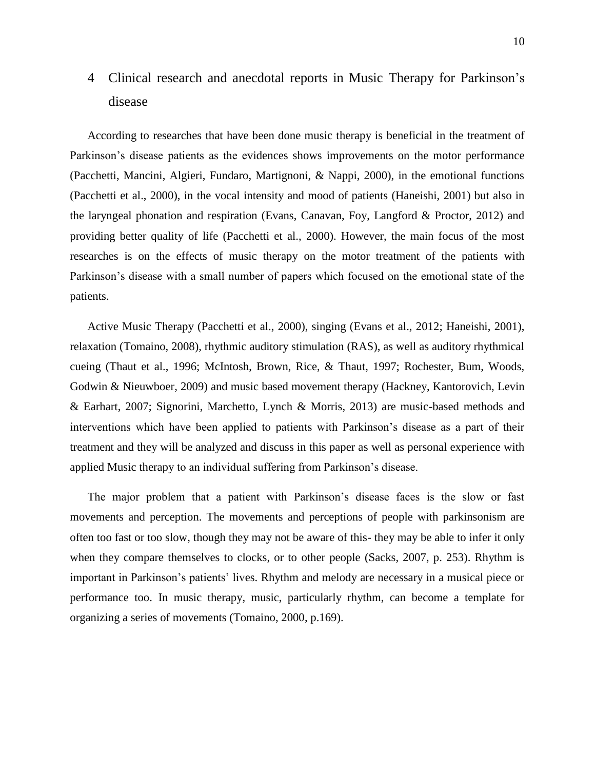# 4 Clinical research and anecdotal reports in Music Therapy for Parkinson's disease

According to researches that have been done music therapy is beneficial in the treatment of Parkinson's disease patients as the evidences shows improvements on the motor performance (Pacchetti, Mancini, Algieri, Fundaro, Martignoni, & Nappi, 2000), in the emotional functions (Pacchetti et al., 2000), in the vocal intensity and mood of patients (Haneishi, 2001) but also in the laryngeal phonation and respiration (Evans, Canavan, Foy, Langford & Proctor, 2012) and providing better quality of life (Pacchetti et al., 2000). However, the main focus of the most researches is on the effects of music therapy on the motor treatment of the patients with Parkinson's disease with a small number of papers which focused on the emotional state of the patients.

Active Music Therapy (Pacchetti et al., 2000), singing (Evans et al., 2012; Haneishi, 2001), relaxation (Tomaino, 2008), rhythmic auditory stimulation (RAS), as well as auditory rhythmical cueing (Thaut et al., 1996; McIntosh, Brown, Rice, & Thaut, 1997; Rochester, Bum, Woods, Godwin & Nieuwboer, 2009) and music based movement therapy (Hackney, Kantorovich, Levin & Earhart, 2007; Signorini, Marchetto, Lynch & Morris, 2013) are music-based methods and interventions which have been applied to patients with Parkinson's disease as a part of their treatment and they will be analyzed and discuss in this paper as well as personal experience with applied Music therapy to an individual suffering from Parkinson's disease.

The major problem that a patient with Parkinson's disease faces is the slow or fast movements and perception. The movements and perceptions of people with parkinsonism are often too fast or too slow, though they may not be aware of this- they may be able to infer it only when they compare themselves to clocks, or to other people (Sacks, 2007, p. 253). Rhythm is important in Parkinson's patients' lives. Rhythm and melody are necessary in a musical piece or performance too. In music therapy, music, particularly rhythm, can become a template for organizing a series of movements (Tomaino, 2000, p.169).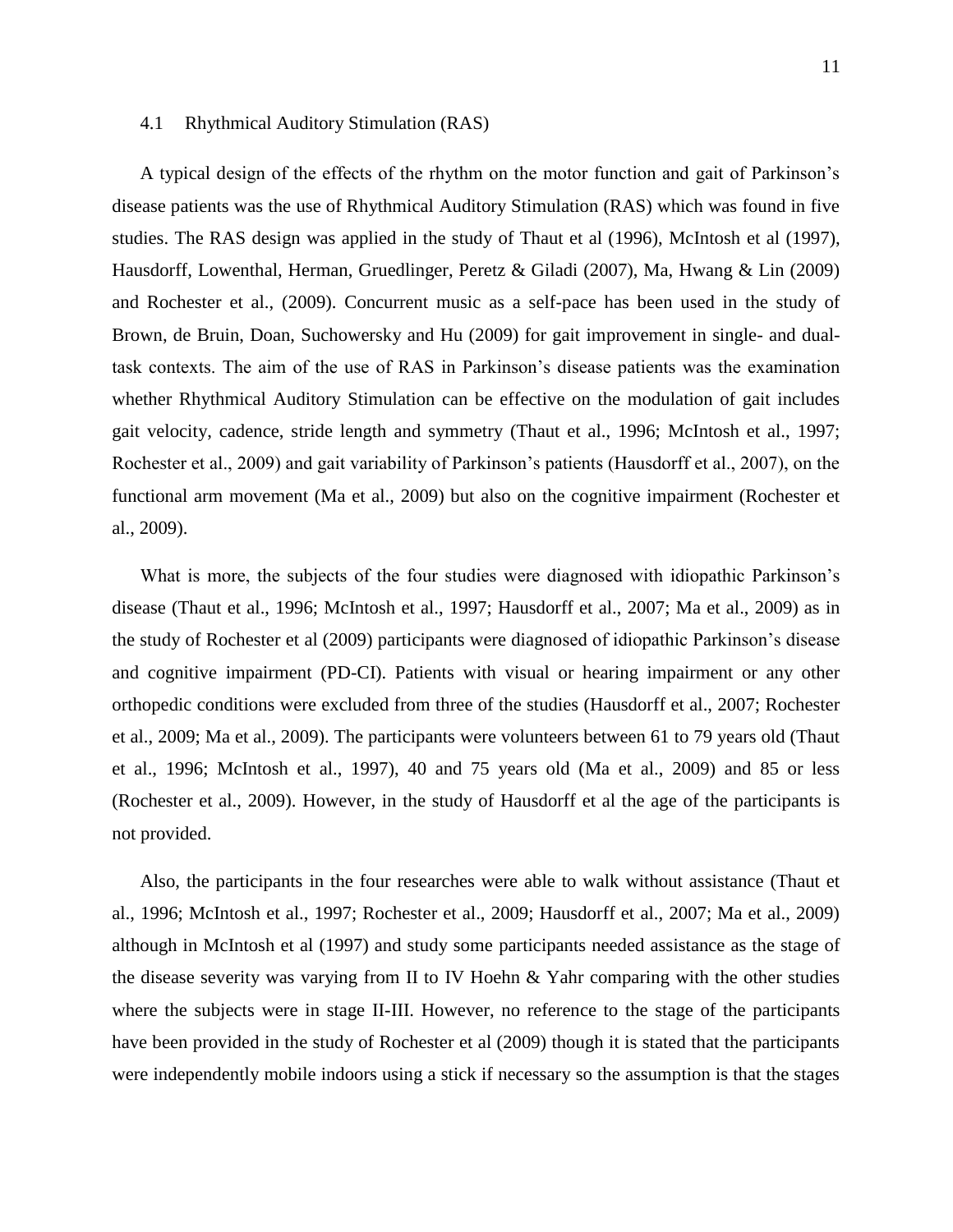### 4.1 Rhythmical Auditory Stimulation (RAS)

A typical design of the effects of the rhythm on the motor function and gait of Parkinson's disease patients was the use of Rhythmical Auditory Stimulation (RAS) which was found in five studies. The RAS design was applied in the study of Thaut et al (1996), McIntosh et al (1997), Hausdorff, Lowenthal, Herman, Gruedlinger, Peretz & Giladi (2007), Ma, Hwang & Lin (2009) and Rochester et al., (2009). Concurrent music as a self-pace has been used in the study of Brown, de Bruin, Doan, Suchowersky and Hu (2009) for gait improvement in single- and dual-task contexts. The aim of the use of RAS in Parkinson's disease patients was the examination whether Rhythmical Auditory Stimulation can be effective on the modulation of gait includes gait velocity, cadence, stride length and symmetry (Thaut et al., 1996; McIntosh et al., 1997; Rochester et al., 2009) and gait variability of Parkinson's patients (Hausdorff et al., 2007), on the functional arm movement (Ma et al., 2009) but also on the cognitive impairment (Rochester et al., 2009).

What is more, the subjects of the four studies were diagnosed with idiopathic Parkinson's disease (Thaut et al., 1996; McIntosh et al., 1997; Hausdorff et al., 2007; Ma et al., 2009) as in the study of Rochester et al (2009) participants were diagnosed of idiopathic Parkinson's disease and cognitive impairment (PD-CI). Patients with visual or hearing impairment or any other orthopedic conditions were excluded from three of the studies (Hausdorff et al., 2007; Rochester et al., 2009; Ma et al., 2009). The participants were volunteers between 61 to 79 years old (Thaut et al., 1996; McIntosh et al., 1997), 40 and 75 years old (Ma et al., 2009) and 85 or less (Rochester et al., 2009). However, in the study of Hausdorff et al the age of the participants is not provided.

Also, the participants in the four researches were able to walk without assistance (Thaut et al., 1996; McIntosh et al., 1997; Rochester et al., 2009; Hausdorff et al., 2007; Ma et al., 2009) although in McIntosh et al (1997) and study some participants needed assistance as the stage of the disease severity was varying from II to IV Hoehn & Yahr comparing with the other studies where the subjects were in stage II-III. However, no reference to the stage of the participants have been provided in the study of Rochester et al (2009) though it is stated that the participants were independently mobile indoors using a stick if necessary so the assumption is that the stages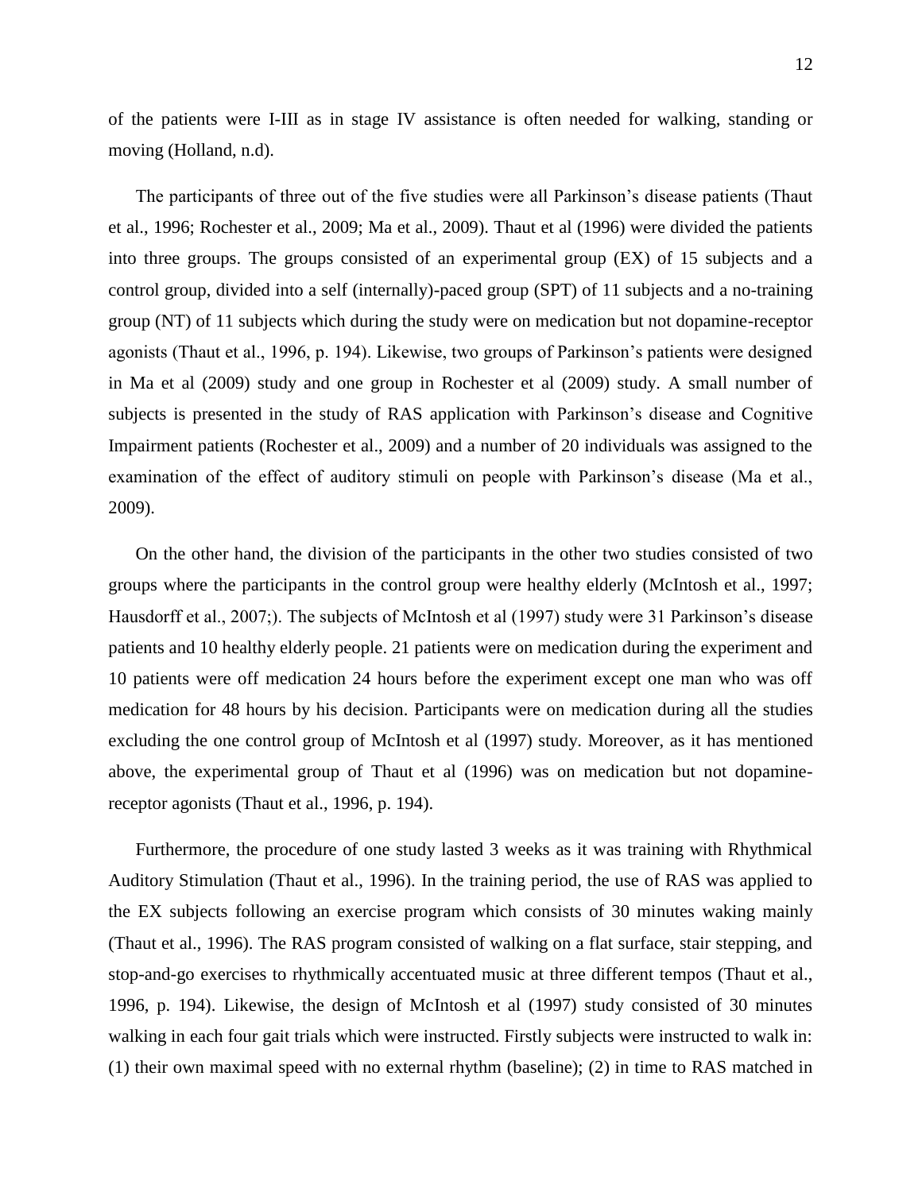of the patients were I-III as in stage IV assistance is often needed for walking, standing or moving (Holland, n.d).

The participants of three out of the five studies were all Parkinson's disease patients (Thaut et al., 1996; Rochester et al., 2009; Ma et al., 2009). Thaut et al (1996) were divided the patients into three groups. The groups consisted of an experimental group (EX) of 15 subjects and a control group, divided into a self (internally)-paced group (SPT) of 11 subjects and a no-training group (NT) of 11 subjects which during the study were on medication but not dopamine-receptor agonists (Thaut et al., 1996, p. 194). Likewise, two groups of Parkinson's patients were designed in Ma et al (2009) study and one group in Rochester et al (2009) study. A small number of subjects is presented in the study of RAS application with Parkinson's disease and Cognitive Impairment patients (Rochester et al., 2009) and a number of 20 individuals was assigned to the examination of the effect of auditory stimuli on people with Parkinson's disease (Ma et al., 2009).

On the other hand, the division of the participants in the other two studies consisted of two groups where the participants in the control group were healthy elderly (McIntosh et al., 1997; Hausdorff et al., 2007;). The subjects of McIntosh et al (1997) study were 31 Parkinson's disease patients and 10 healthy elderly people. 21 patients were on medication during the experiment and 10 patients were off medication 24 hours before the experiment except one man who was off medication for 48 hours by his decision. Participants were on medication during all the studies excluding the one control group of McIntosh et al (1997) study. Moreover, as it has mentioned above, the experimental group of Thaut et al (1996) was on medication but not dopamine-receptor agonists (Thaut et al., 1996, p. 194).

Furthermore, the procedure of one study lasted 3 weeks as it was training with Rhythmical Auditory Stimulation (Thaut et al., 1996). In the training period, the use of RAS was applied to the EX subjects following an exercise program which consists of 30 minutes waking mainly (Thaut et al., 1996). The RAS program consisted of walking on a flat surface, stair stepping, and stop-and-go exercises to rhythmically accentuated music at three different tempos (Thaut et al., 1996, p. 194). Likewise, the design of McIntosh et al (1997) study consisted of 30 minutes walking in each four gait trials which were instructed. Firstly subjects were instructed to walk in: (1) their own maximal speed with no external rhythm (baseline); (2) in time to RAS matched in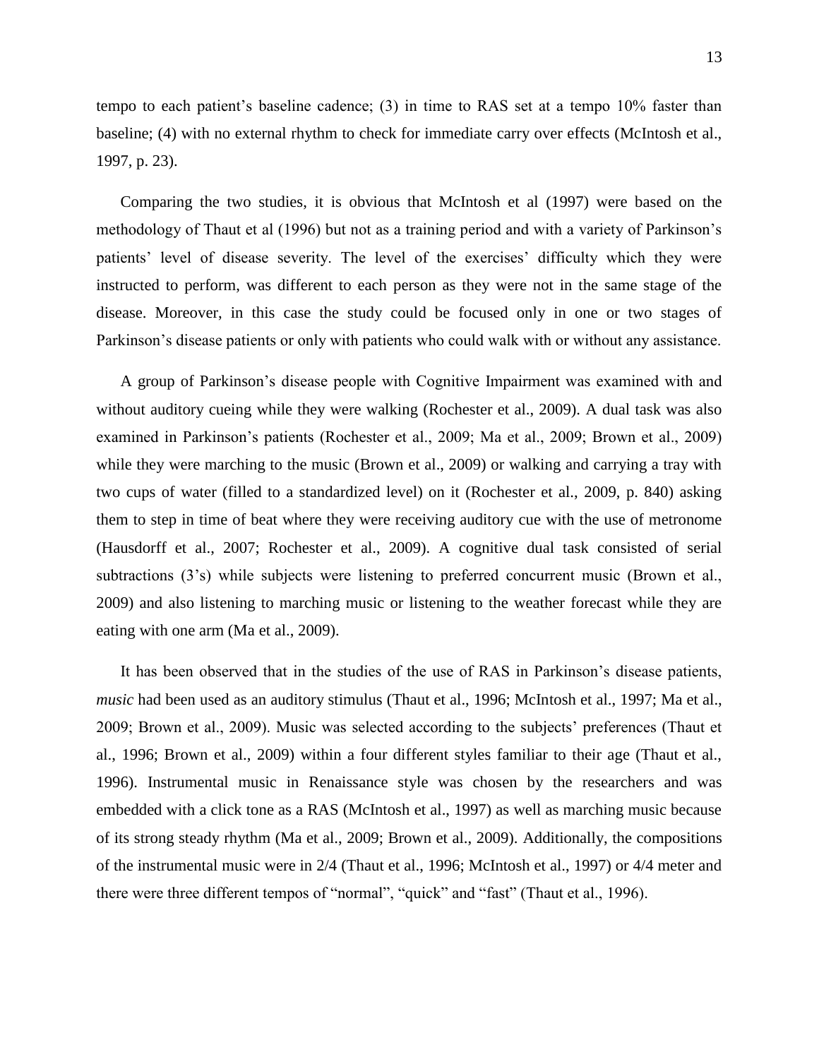tempo to each patient's baseline cadence; (3) in time to RAS set at a tempo 10% faster than baseline; (4) with no external rhythm to check for immediate carry over effects (McIntosh et al., 1997, p. 23).

Comparing the two studies, it is obvious that McIntosh et al (1997) were based on the methodology of Thaut et al (1996) but not as a training period and with a variety of Parkinson's patients' level of disease severity. The level of the exercises' difficulty which they were instructed to perform, was different to each person as they were not in the same stage of the disease. Moreover, in this case the study could be focused only in one or two stages of Parkinson's disease patients or only with patients who could walk with or without any assistance.

A group of Parkinson's disease people with Cognitive Impairment was examined with and without auditory cueing while they were walking (Rochester et al., 2009). A dual task was also examined in Parkinson's patients (Rochester et al., 2009; Ma et al., 2009; Brown et al., 2009) while they were marching to the music (Brown et al., 2009) or walking and carrying a tray with two cups of water (filled to a standardized level) on it (Rochester et al., 2009, p. 840) asking them to step in time of beat where they were receiving auditory cue with the use of metronome (Hausdorff et al., 2007; Rochester et al., 2009). A cognitive dual task consisted of serial subtractions (3's) while subjects were listening to preferred concurrent music (Brown et al., 2009) and also listening to marching music or listening to the weather forecast while they are eating with one arm (Ma et al., 2009).

It has been observed that in the studies of the use of RAS in Parkinson's disease patients, *music* had been used as an auditory stimulus (Thaut et al., 1996; McIntosh et al., 1997; Ma et al., 2009; Brown et al., 2009). Music was selected according to the subjects' preferences (Thaut et al., 1996; Brown et al., 2009) within a four different styles familiar to their age (Thaut et al., 1996). Instrumental music in Renaissance style was chosen by the researchers and was embedded with a click tone as a RAS (McIntosh et al., 1997) as well as marching music because of its strong steady rhythm (Ma et al., 2009; Brown et al., 2009). Additionally, the compositions of the instrumental music were in 2/4 (Thaut et al., 1996; McIntosh et al., 1997) or 4/4 meter and there were three different tempos of "normal", "quick" and "fast" (Thaut et al., 1996).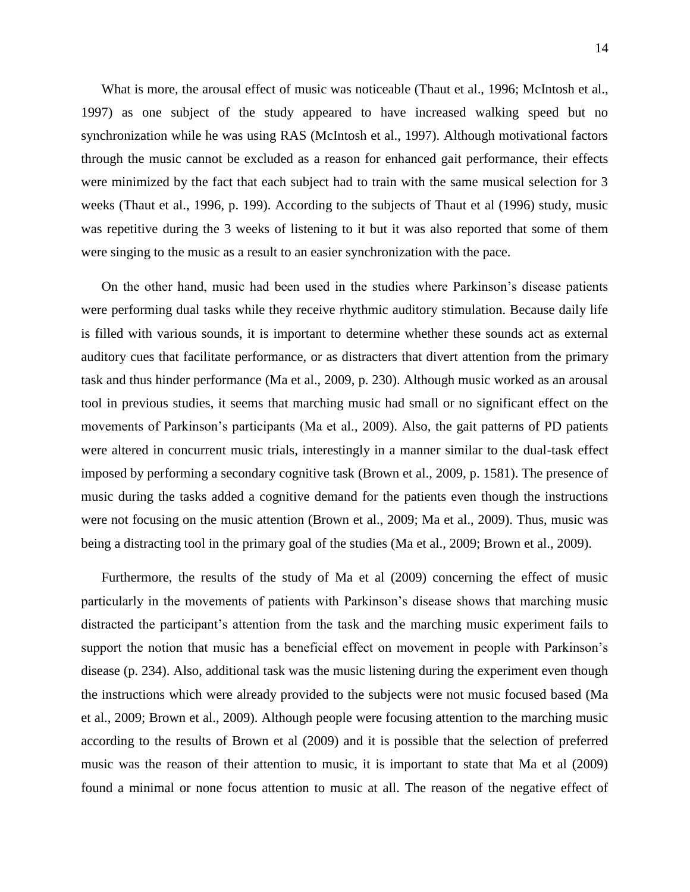What is more, the arousal effect of music was noticeable (Thaut et al., 1996; McIntosh et al., 1997) as one subject of the study appeared to have increased walking speed but no synchronization while he was using RAS (McIntosh et al., 1997). Although motivational factors through the music cannot be excluded as a reason for enhanced gait performance, their effects were minimized by the fact that each subject had to train with the same musical selection for 3 weeks (Thaut et al., 1996, p. 199). According to the subjects of Thaut et al (1996) study, music was repetitive during the 3 weeks of listening to it but it was also reported that some of them were singing to the music as a result to an easier synchronization with the pace.

On the other hand, music had been used in the studies where Parkinson's disease patients were performing dual tasks while they receive rhythmic auditory stimulation. Because daily life is filled with various sounds, it is important to determine whether these sounds act as external auditory cues that facilitate performance, or as distracters that divert attention from the primary task and thus hinder performance (Ma et al., 2009, p. 230). Although music worked as an arousal tool in previous studies, it seems that marching music had small or no significant effect on the movements of Parkinson's participants (Ma et al., 2009). Also, the gait patterns of PD patients were altered in concurrent music trials, interestingly in a manner similar to the dual-task effect imposed by performing a secondary cognitive task (Brown et al., 2009, p. 1581). The presence of music during the tasks added a cognitive demand for the patients even though the instructions were not focusing on the music attention (Brown et al., 2009; Ma et al., 2009). Thus, music was being a distracting tool in the primary goal of the studies (Ma et al., 2009; Brown et al., 2009).

Furthermore, the results of the study of Ma et al (2009) concerning the effect of music particularly in the movements of patients with Parkinson's disease shows that marching music distracted the participant's attention from the task and the marching music experiment fails to support the notion that music has a beneficial effect on movement in people with Parkinson's disease (p. 234). Also, additional task was the music listening during the experiment even though the instructions which were already provided to the subjects were not music focused based (Ma et al., 2009; Brown et al., 2009). Although people were focusing attention to the marching music according to the results of Brown et al (2009) and it is possible that the selection of preferred music was the reason of their attention to music, it is important to state that Ma et al (2009) found a minimal or none focus attention to music at all. The reason of the negative effect of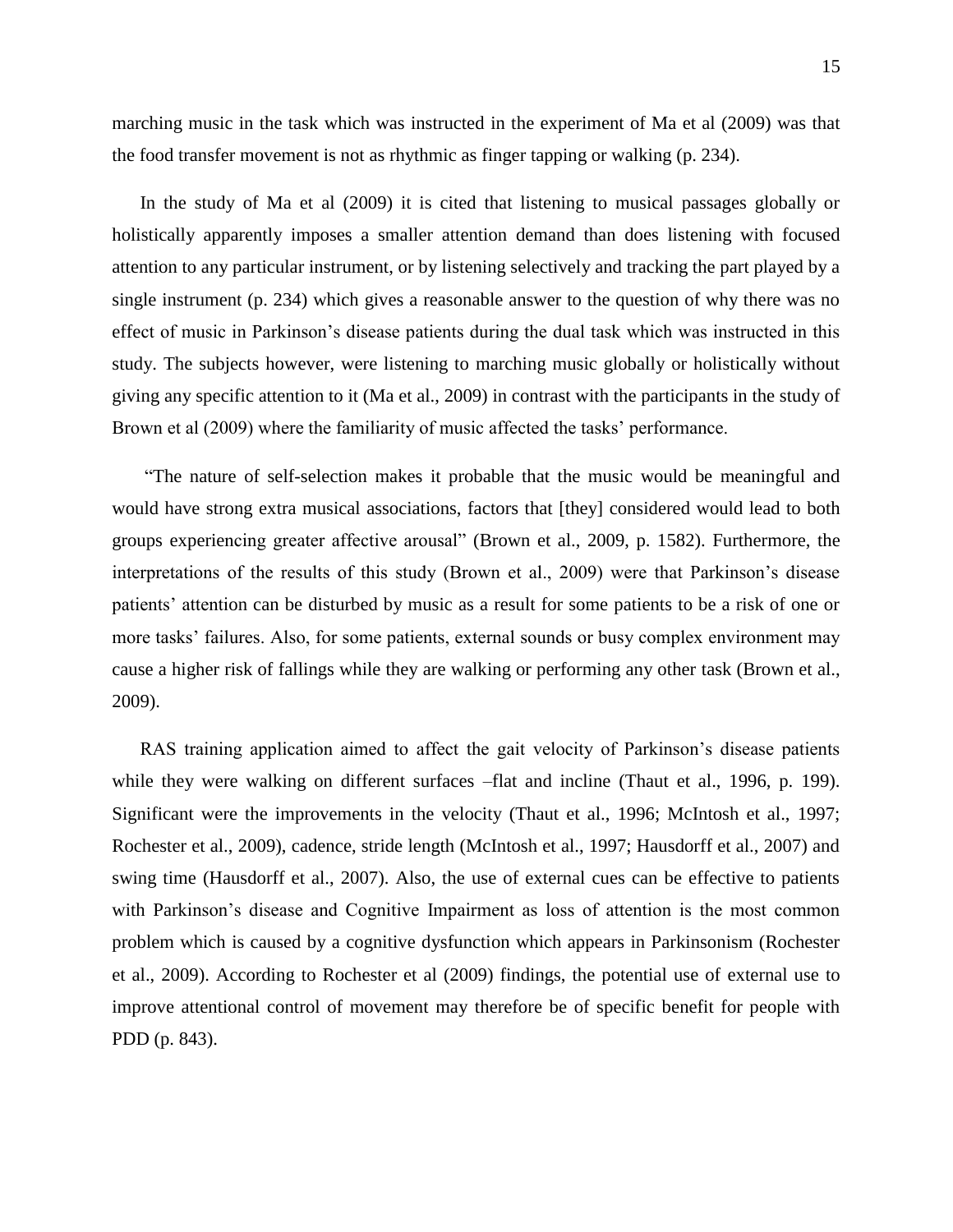marching music in the task which was instructed in the experiment of Ma et al (2009) was that the food transfer movement is not as rhythmic as finger tapping or walking (p. 234).

In the study of Ma et al (2009) it is cited that listening to musical passages globally or holistically apparently imposes a smaller attention demand than does listening with focused attention to any particular instrument, or by listening selectively and tracking the part played by a single instrument (p. 234) which gives a reasonable answer to the question of why there was no effect of music in Parkinson's disease patients during the dual task which was instructed in this study. The subjects however, were listening to marching music globally or holistically without giving any specific attention to it (Ma et al., 2009) in contrast with the participants in the study of Brown et al (2009) where the familiarity of music affected the tasks' performance.

"The nature of self-selection makes it probable that the music would be meaningful and would have strong extra musical associations, factors that [they] considered would lead to both groups experiencing greater affective arousal" (Brown et al., 2009, p. 1582). Furthermore, the interpretations of the results of this study (Brown et al., 2009) were that Parkinson's disease patients' attention can be disturbed by music as a result for some patients to be a risk of one or more tasks' failures. Also, for some patients, external sounds or busy complex environment may cause a higher risk of fallings while they are walking or performing any other task (Brown et al., 2009).

RAS training application aimed to affect the gait velocity of Parkinson's disease patients while they were walking on different surfaces –flat and incline (Thaut et al., 1996, p. 199). Significant were the improvements in the velocity (Thaut et al., 1996; McIntosh et al., 1997; Rochester et al., 2009), cadence, stride length (McIntosh et al., 1997; Hausdorff et al., 2007) and swing time (Hausdorff et al., 2007). Also, the use of external cues can be effective to patients with Parkinson's disease and Cognitive Impairment as loss of attention is the most common problem which is caused by a cognitive dysfunction which appears in Parkinsonism (Rochester et al., 2009). According to Rochester et al (2009) findings, the potential use of external use to improve attentional control of movement may therefore be of specific benefit for people with PDD (p. 843).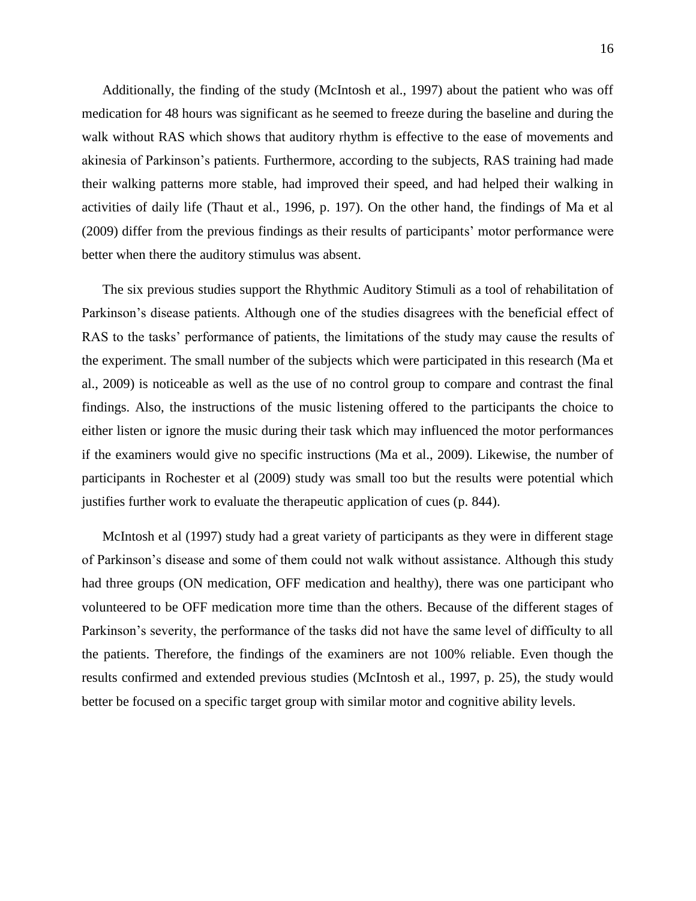Additionally, the finding of the study (McIntosh et al., 1997) about the patient who was off medication for 48 hours was significant as he seemed to freeze during the baseline and during the walk without RAS which shows that auditory rhythm is effective to the ease of movements and akinesia of Parkinson's patients. Furthermore, according to the subjects, RAS training had made their walking patterns more stable, had improved their speed, and had helped their walking in activities of daily life (Thaut et al., 1996, p. 197). On the other hand, the findings of Ma et al (2009) differ from the previous findings as their results of participants' motor performance were better when there the auditory stimulus was absent.

The six previous studies support the Rhythmic Auditory Stimuli as a tool of rehabilitation of Parkinson's disease patients. Although one of the studies disagrees with the beneficial effect of RAS to the tasks' performance of patients, the limitations of the study may cause the results of the experiment. The small number of the subjects which were participated in this research (Ma et al., 2009) is noticeable as well as the use of no control group to compare and contrast the final findings. Also, the instructions of the music listening offered to the participants the choice to either listen or ignore the music during their task which may influenced the motor performances if the examiners would give no specific instructions (Ma et al., 2009). Likewise, the number of participants in Rochester et al (2009) study was small too but the results were potential which justifies further work to evaluate the therapeutic application of cues (p. 844).

McIntosh et al (1997) study had a great variety of participants as they were in different stage of Parkinson's disease and some of them could not walk without assistance. Although this study had three groups (ON medication, OFF medication and healthy), there was one participant who volunteered to be OFF medication more time than the others. Because of the different stages of Parkinson's severity, the performance of the tasks did not have the same level of difficulty to all the patients. Therefore, the findings of the examiners are not 100% reliable. Even though the results confirmed and extended previous studies (McIntosh et al., 1997, p. 25), the study would better be focused on a specific target group with similar motor and cognitive ability levels.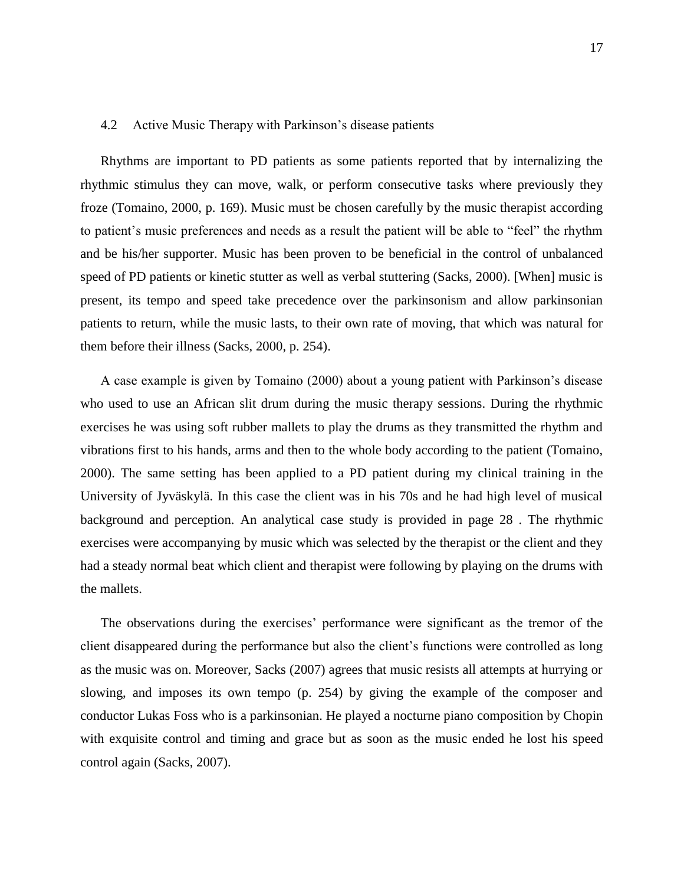## 4.2 Active Music Therapy with Parkinson's disease patients

Rhythms are important to PD patients as some patients reported that by internalizing the rhythmic stimulus they can move, walk, or perform consecutive tasks where previously they froze (Tomaino, 2000, p. 169). Music must be chosen carefully by the music therapist according to patient's music preferences and needs as a result the patient will be able to "feel" the rhythm and be his/her supporter. Music has been proven to be beneficial in the control of unbalanced speed of PD patients or kinetic stutter as well as verbal stuttering (Sacks, 2000). [When] music is present, its tempo and speed take precedence over the parkinsonism and allow parkinsonian patients to return, while the music lasts, to their own rate of moving, that which was natural for them before their illness (Sacks, 2000, p. 254).

A case example is given by Tomaino (2000) about a young patient with Parkinson's disease who used to use an African slit drum during the music therapy sessions. During the rhythmic exercises he was using soft rubber mallets to play the drums as they transmitted the rhythm and vibrations first to his hands, arms and then to the whole body according to the patient (Tomaino, 2000). The same setting has been applied to a PD patient during my clinical training in the University of Jyväskylä. In this case the client was in his 70s and he had high level of musical background and perception. An analytical case study is provided in page 28 . The rhythmic exercises were accompanying by music which was selected by the therapist or the client and they had a steady normal beat which client and therapist were following by playing on the drums with the mallets.

The observations during the exercises' performance were significant as the tremor of the client disappeared during the performance but also the client's functions were controlled as long as the music was on. Moreover, Sacks (2007) agrees that music resists all attempts at hurrying or slowing, and imposes its own tempo (p. 254) by giving the example of the composer and conductor Lukas Foss who is a parkinsonian. He played a nocturne piano composition by Chopin with exquisite control and timing and grace but as soon as the music ended he lost his speed control again (Sacks, 2007).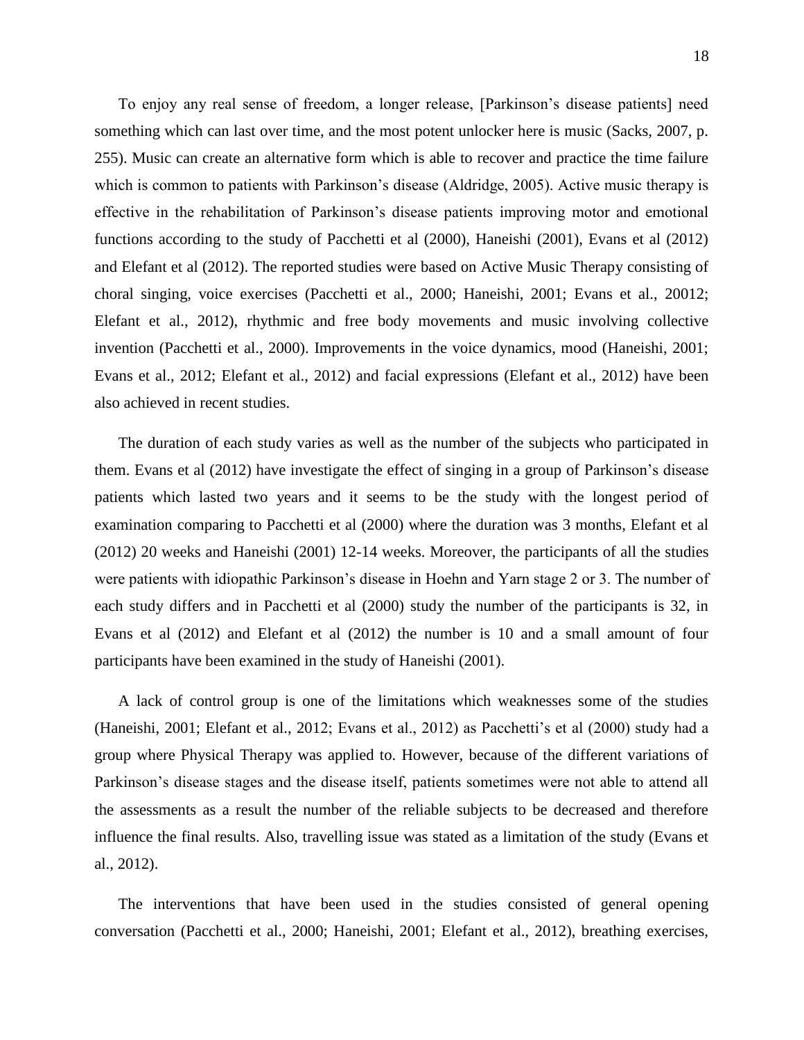To enjoy any real sense of freedom, a longer release, [Parkinson's disease patients] need something which can last over time, and the most potent unlocker here is music (Sacks, 2007, p. 255). Music can create an alternative form which is able to recover and practice the time failure which is common to patients with Parkinson's disease (Aldridge, 2005). Active music therapy is effective in the rehabilitation of Parkinson's disease patients improving motor and emotional functions according to the study of Pacchetti et al (2000), Haneishi (2001), Evans et al (2012) and Elefant et al (2012). The reported studies were based on Active Music Therapy consisting of choral singing, voice exercises (Pacchetti et al., 2000; Haneishi, 2001; Evans et al., 20012; Elefant et al., 2012), rhythmic and free body movements and music involving collective invention (Pacchetti et al., 2000). Improvements in the voice dynamics, mood (Haneishi, 2001; Evans et al., 2012; Elefant et al., 2012) and facial expressions (Elefant et al., 2012) have been also achieved in recent studies.

The duration of each study varies as well as the number of the subjects who participated in them. Evans et al (2012) have investigate the effect of singing in a group of Parkinson's disease patients which lasted two years and it seems to be the study with the longest period of examination comparing to Pacchetti et al (2000) where the duration was 3 months, Elefant et al (2012) 20 weeks and Haneishi (2001) 12-14 weeks. Moreover, the participants of all the studies were patients with idiopathic Parkinson's disease in Hoehn and Yarn stage 2 or 3. The number of each study differs and in Pacchetti et al (2000) study the number of the participants is 32, in Evans et al (2012) and Elefant et al (2012) the number is 10 and a small amount of four participants have been examined in the study of Haneishi (2001).

A lack of control group is one of the limitations which weaknesses some of the studies (Haneishi, 2001; Elefant et al., 2012; Evans et al., 2012) as Pacchetti's et al (2000) study had a group where Physical Therapy was applied to. However, because of the different variations of Parkinson's disease stages and the disease itself, patients sometimes were not able to attend all the assessments as a result the number of the reliable subjects to be decreased and therefore influence the final results. Also, travelling issue was stated as a limitation of the study (Evans et al., 2012).

The interventions that have been used in the studies consisted of general opening conversation (Pacchetti et al., 2000; Haneishi, 2001; Elefant et al., 2012), breathing exercises,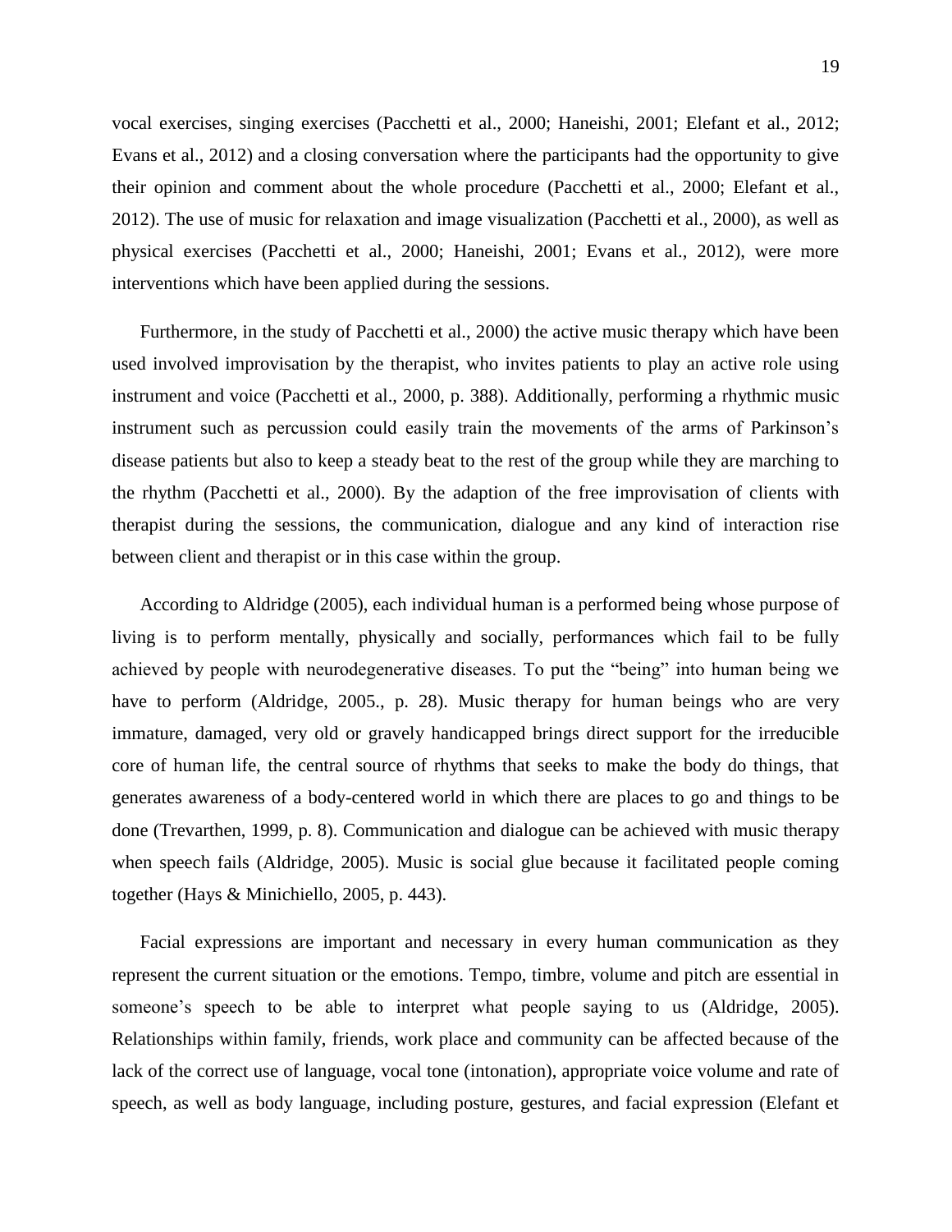vocal exercises, singing exercises (Pacchetti et al., 2000; Haneishi, 2001; Elefant et al., 2012; Evans et al., 2012) and a closing conversation where the participants had the opportunity to give their opinion and comment about the whole procedure (Pacchetti et al., 2000; Elefant et al., 2012). The use of music for relaxation and image visualization (Pacchetti et al., 2000), as well as physical exercises (Pacchetti et al., 2000; Haneishi, 2001; Evans et al., 2012), were more interventions which have been applied during the sessions.

Furthermore, in the study of Pacchetti et al., 2000) the active music therapy which have been used involved improvisation by the therapist, who invites patients to play an active role using instrument and voice (Pacchetti et al., 2000, p. 388). Additionally, performing a rhythmic music instrument such as percussion could easily train the movements of the arms of Parkinson's disease patients but also to keep a steady beat to the rest of the group while they are marching to the rhythm (Pacchetti et al., 2000). By the adaption of the free improvisation of clients with therapist during the sessions, the communication, dialogue and any kind of interaction rise between client and therapist or in this case within the group.

According to Aldridge (2005), each individual human is a performed being whose purpose of living is to perform mentally, physically and socially, performances which fail to be fully achieved by people with neurodegenerative diseases. To put the "being" into human being we have to perform (Aldridge, 2005., p. 28). Music therapy for human beings who are very immature, damaged, very old or gravely handicapped brings direct support for the irreducible core of human life, the central source of rhythms that seeks to make the body do things, that generates awareness of a body-centered world in which there are places to go and things to be done (Trevarthen, 1999, p. 8). Communication and dialogue can be achieved with music therapy when speech fails (Aldridge, 2005). Music is social glue because it facilitated people coming together (Hays & Minichiello, 2005, p. 443).

Facial expressions are important and necessary in every human communication as they represent the current situation or the emotions. Tempo, timbre, volume and pitch are essential in someone's speech to be able to interpret what people saying to us (Aldridge, 2005). Relationships within family, friends, work place and community can be affected because of the lack of the correct use of language, vocal tone (intonation), appropriate voice volume and rate of speech, as well as body language, including posture, gestures, and facial expression (Elefant et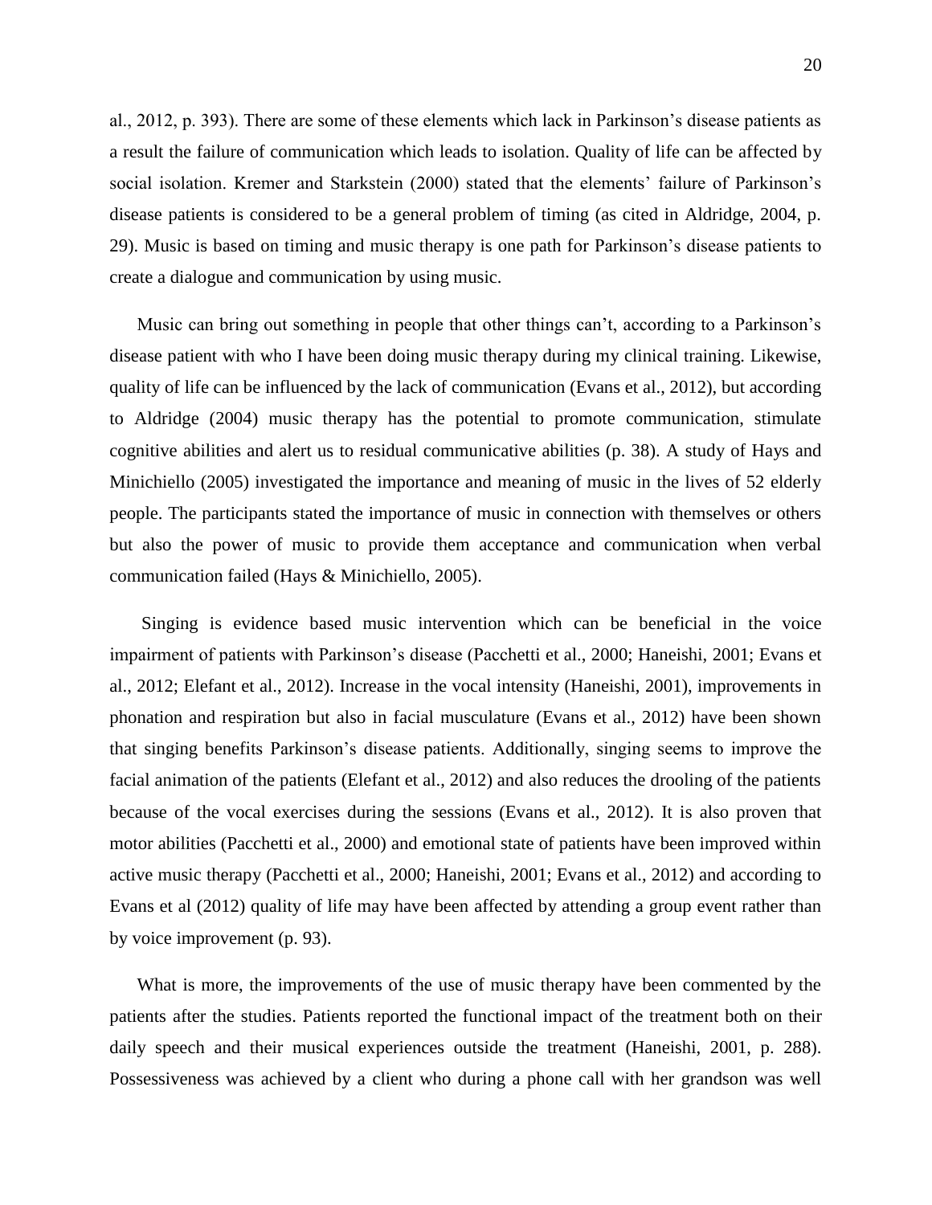al., 2012, p. 393). There are some of these elements which lack in Parkinson's disease patients as a result the failure of communication which leads to isolation. Quality of life can be affected by social isolation. Kremer and Starkstein (2000) stated that the elements' failure of Parkinson's disease patients is considered to be a general problem of timing (as cited in Aldridge, 2004, p. 29). Music is based on timing and music therapy is one path for Parkinson's disease patients to create a dialogue and communication by using music.

Music can bring out something in people that other things can't, according to a Parkinson's disease patient with who I have been doing music therapy during my clinical training. Likewise, quality of life can be influenced by the lack of communication (Evans et al., 2012), but according to Aldridge (2004) music therapy has the potential to promote communication, stimulate cognitive abilities and alert us to residual communicative abilities (p. 38). A study of Hays and Minichiello (2005) investigated the importance and meaning of music in the lives of 52 elderly people. The participants stated the importance of music in connection with themselves or others but also the power of music to provide them acceptance and communication when verbal communication failed (Hays & Minichiello, 2005).

Singing is evidence based music intervention which can be beneficial in the voice impairment of patients with Parkinson's disease (Pacchetti et al., 2000; Haneishi, 2001; Evans et al., 2012; Elefant et al., 2012). Increase in the vocal intensity (Haneishi, 2001), improvements in phonation and respiration but also in facial musculature (Evans et al., 2012) have been shown that singing benefits Parkinson's disease patients. Additionally, singing seems to improve the facial animation of the patients (Elefant et al., 2012) and also reduces the drooling of the patients because of the vocal exercises during the sessions (Evans et al., 2012). It is also proven that motor abilities (Pacchetti et al., 2000) and emotional state of patients have been improved within active music therapy (Pacchetti et al., 2000; Haneishi, 2001; Evans et al., 2012) and according to Evans et al (2012) quality of life may have been affected by attending a group event rather than by voice improvement (p. 93).

What is more, the improvements of the use of music therapy have been commented by the patients after the studies. Patients reported the functional impact of the treatment both on their daily speech and their musical experiences outside the treatment (Haneishi, 2001, p. 288). Possessiveness was achieved by a client who during a phone call with her grandson was well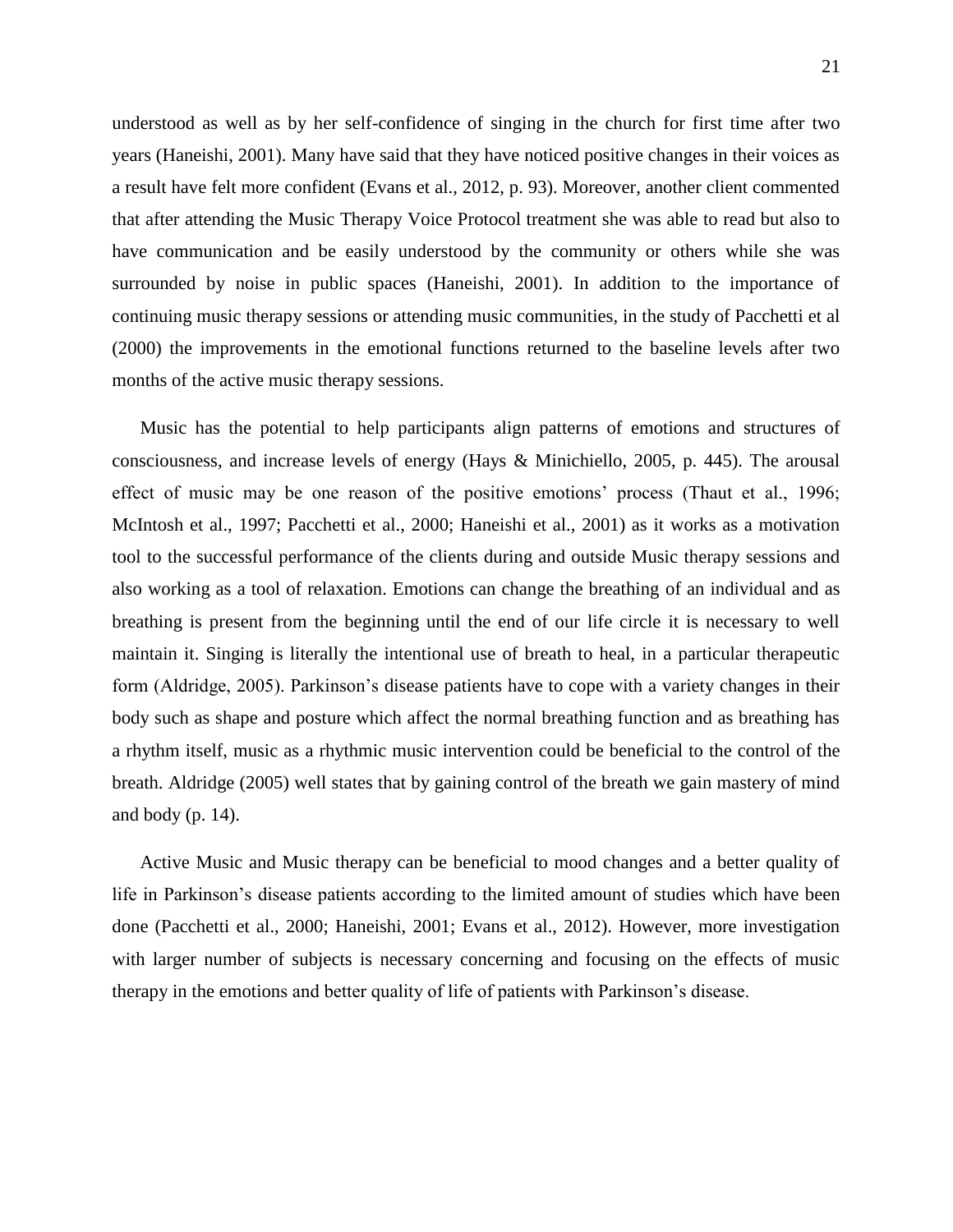understood as well as by her self-confidence of singing in the church for first time after two years (Haneishi, 2001). Many have said that they have noticed positive changes in their voices as a result have felt more confident (Evans et al., 2012, p. 93). Moreover, another client commented that after attending the Music Therapy Voice Protocol treatment she was able to read but also to have communication and be easily understood by the community or others while she was surrounded by noise in public spaces (Haneishi, 2001). In addition to the importance of continuing music therapy sessions or attending music communities, in the study of Pacchetti et al (2000) the improvements in the emotional functions returned to the baseline levels after two months of the active music therapy sessions.

Music has the potential to help participants align patterns of emotions and structures of consciousness, and increase levels of energy (Hays & Minichiello, 2005, p. 445). The arousal effect of music may be one reason of the positive emotions' process (Thaut et al., 1996; McIntosh et al., 1997; Pacchetti et al., 2000; Haneishi et al., 2001) as it works as a motivation tool to the successful performance of the clients during and outside Music therapy sessions and also working as a tool of relaxation. Emotions can change the breathing of an individual and as breathing is present from the beginning until the end of our life circle it is necessary to well maintain it. Singing is literally the intentional use of breath to heal, in a particular therapeutic form (Aldridge, 2005). Parkinson's disease patients have to cope with a variety changes in their body such as shape and posture which affect the normal breathing function and as breathing has a rhythm itself, music as a rhythmic music intervention could be beneficial to the control of the breath. Aldridge (2005) well states that by gaining control of the breath we gain mastery of mind and body (p. 14).

Active Music and Music therapy can be beneficial to mood changes and a better quality of life in Parkinson's disease patients according to the limited amount of studies which have been done (Pacchetti et al., 2000; Haneishi, 2001; Evans et al., 2012). However, more investigation with larger number of subjects is necessary concerning and focusing on the effects of music therapy in the emotions and better quality of life of patients with Parkinson's disease.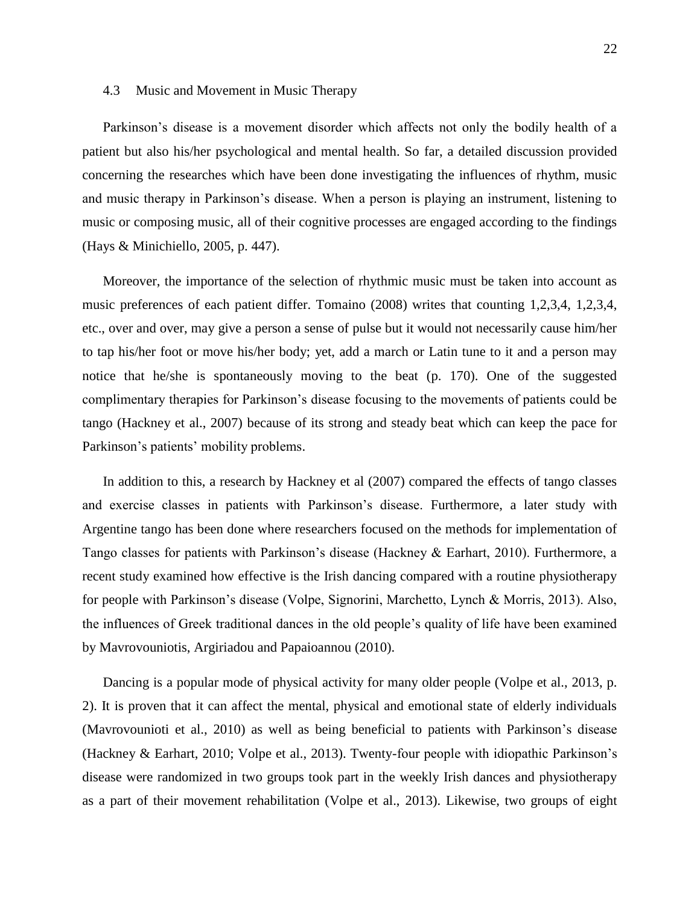### 4.3 Music and Movement in Music Therapy

Parkinson's disease is a movement disorder which affects not only the bodily health of a patient but also his/her psychological and mental health. So far, a detailed discussion provided concerning the researches which have been done investigating the influences of rhythm, music and music therapy in Parkinson's disease. When a person is playing an instrument, listening to music or composing music, all of their cognitive processes are engaged according to the findings (Hays & Minichiello, 2005, p. 447).

Moreover, the importance of the selection of rhythmic music must be taken into account as music preferences of each patient differ. Tomaino (2008) writes that counting 1,2,3,4, 1,2,3,4, etc., over and over, may give a person a sense of pulse but it would not necessarily cause him/her to tap his/her foot or move his/her body; yet, add a march or Latin tune to it and a person may notice that he/she is spontaneously moving to the beat (p. 170). One of the suggested complimentary therapies for Parkinson's disease focusing to the movements of patients could be tango (Hackney et al., 2007) because of its strong and steady beat which can keep the pace for Parkinson's patients' mobility problems.

In addition to this, a research by Hackney et al (2007) compared the effects of tango classes and exercise classes in patients with Parkinson's disease. Furthermore, a later study with Argentine tango has been done where researchers focused on the methods for implementation of Tango classes for patients with Parkinson's disease (Hackney & Earhart, 2010). Furthermore, a recent study examined how effective is the Irish dancing compared with a routine physiotherapy for people with Parkinson's disease (Volpe, Signorini, Marchetto, Lynch & Morris, 2013). Also, the influences of Greek traditional dances in the old people's quality of life have been examined by Mavrovouniotis, Argiriadou and Papaioannou (2010).

Dancing is a popular mode of physical activity for many older people (Volpe et al., 2013, p. 2). It is proven that it can affect the mental, physical and emotional state of elderly individuals (Mavrovounioti et al., 2010) as well as being beneficial to patients with Parkinson's disease (Hackney & Earhart, 2010; Volpe et al., 2013). Twenty-four people with idiopathic Parkinson's disease were randomized in two groups took part in the weekly Irish dances and physiotherapy as a part of their movement rehabilitation (Volpe et al., 2013). Likewise, two groups of eight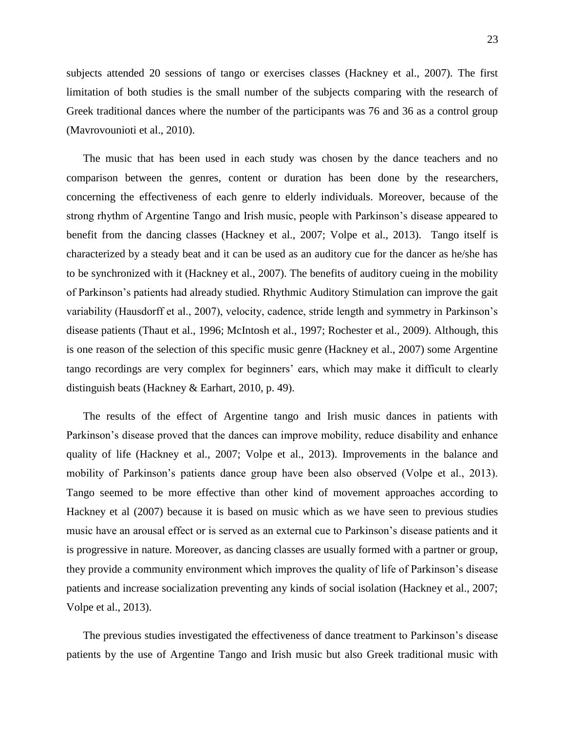subjects attended 20 sessions of tango or exercises classes (Hackney et al., 2007). The first limitation of both studies is the small number of the subjects comparing with the research of Greek traditional dances where the number of the participants was 76 and 36 as a control group (Mavrovounioti et al., 2010).

The music that has been used in each study was chosen by the dance teachers and no comparison between the genres, content or duration has been done by the researchers, concerning the effectiveness of each genre to elderly individuals. Moreover, because of the strong rhythm of Argentine Tango and Irish music, people with Parkinson's disease appeared to benefit from the dancing classes (Hackney et al., 2007; Volpe et al., 2013). Tango itself is characterized by a steady beat and it can be used as an auditory cue for the dancer as he/she has to be synchronized with it (Hackney et al., 2007). The benefits of auditory cueing in the mobility of Parkinson's patients had already studied. Rhythmic Auditory Stimulation can improve the gait variability (Hausdorff et al., 2007), velocity, cadence, stride length and symmetry in Parkinson's disease patients (Thaut et al., 1996; McIntosh et al., 1997; Rochester et al., 2009). Although, this is one reason of the selection of this specific music genre (Hackney et al., 2007) some Argentine tango recordings are very complex for beginners' ears, which may make it difficult to clearly distinguish beats (Hackney & Earhart, 2010, p. 49).

The results of the effect of Argentine tango and Irish music dances in patients with Parkinson's disease proved that the dances can improve mobility, reduce disability and enhance quality of life (Hackney et al., 2007; Volpe et al., 2013). Improvements in the balance and mobility of Parkinson's patients dance group have been also observed (Volpe et al., 2013). Tango seemed to be more effective than other kind of movement approaches according to Hackney et al (2007) because it is based on music which as we have seen to previous studies music have an arousal effect or is served as an external cue to Parkinson's disease patients and it is progressive in nature. Moreover, as dancing classes are usually formed with a partner or group, they provide a community environment which improves the quality of life of Parkinson's disease patients and increase socialization preventing any kinds of social isolation (Hackney et al., 2007; Volpe et al., 2013).

The previous studies investigated the effectiveness of dance treatment to Parkinson's disease patients by the use of Argentine Tango and Irish music but also Greek traditional music with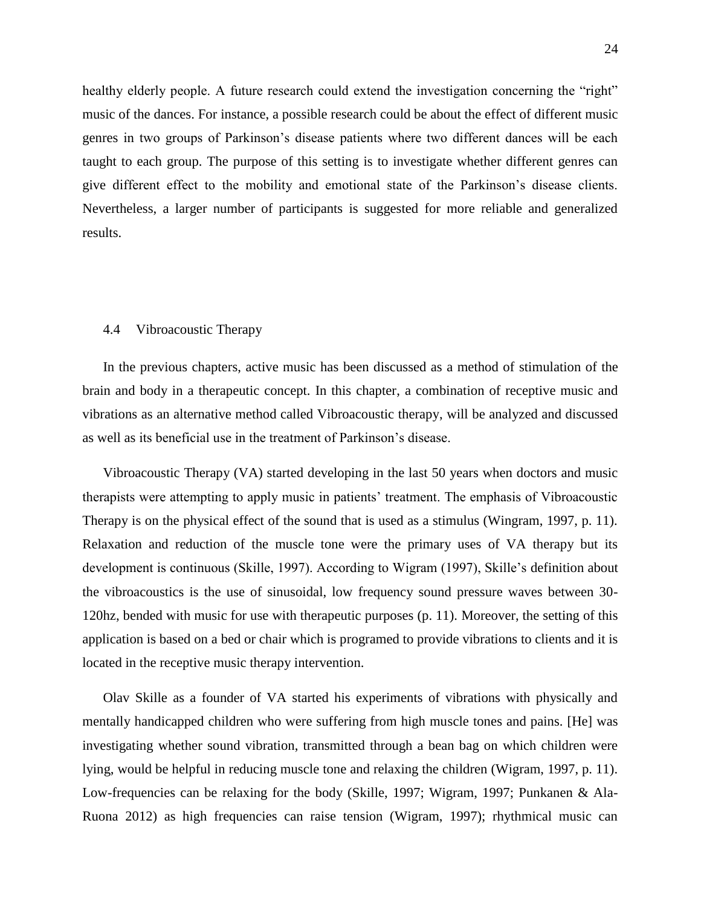healthy elderly people. A future research could extend the investigation concerning the "right" music of the dances. For instance, a possible research could be about the effect of different music genres in two groups of Parkinson's disease patients where two different dances will be each taught to each group. The purpose of this setting is to investigate whether different genres can give different effect to the mobility and emotional state of the Parkinson's disease clients. Nevertheless, a larger number of participants is suggested for more reliable and generalized results.

## 4.4 Vibroacoustic Therapy

In the previous chapters, active music has been discussed as a method of stimulation of the brain and body in a therapeutic concept. In this chapter, a combination of receptive music and vibrations as an alternative method called Vibroacoustic therapy, will be analyzed and discussed as well as its beneficial use in the treatment of Parkinson's disease.

Vibroacoustic Therapy (VA) started developing in the last 50 years when doctors and music therapists were attempting to apply music in patients' treatment. The emphasis of Vibroacoustic Therapy is on the physical effect of the sound that is used as a stimulus (Wingram, 1997, p. 11). Relaxation and reduction of the muscle tone were the primary uses of VA therapy but its development is continuous (Skille, 1997). According to Wigram (1997), Skille's definition about the vibroacoustics is the use of sinusoidal, low frequency sound pressure waves between 30-120hz, bended with music for use with therapeutic purposes (p. 11). Moreover, the setting of this application is based on a bed or chair which is programed to provide vibrations to clients and it is located in the receptive music therapy intervention.

Olav Skille as a founder of VA started his experiments of vibrations with physically and mentally handicapped children who were suffering from high muscle tones and pains. [He] was investigating whether sound vibration, transmitted through a bean bag on which children were lying, would be helpful in reducing muscle tone and relaxing the children (Wigram, 1997, p. 11). Low-frequencies can be relaxing for the body (Skille, 1997; Wigram, 1997; Punkanen & Ala-Ruona 2012) as high frequencies can raise tension (Wigram, 1997); rhythmical music can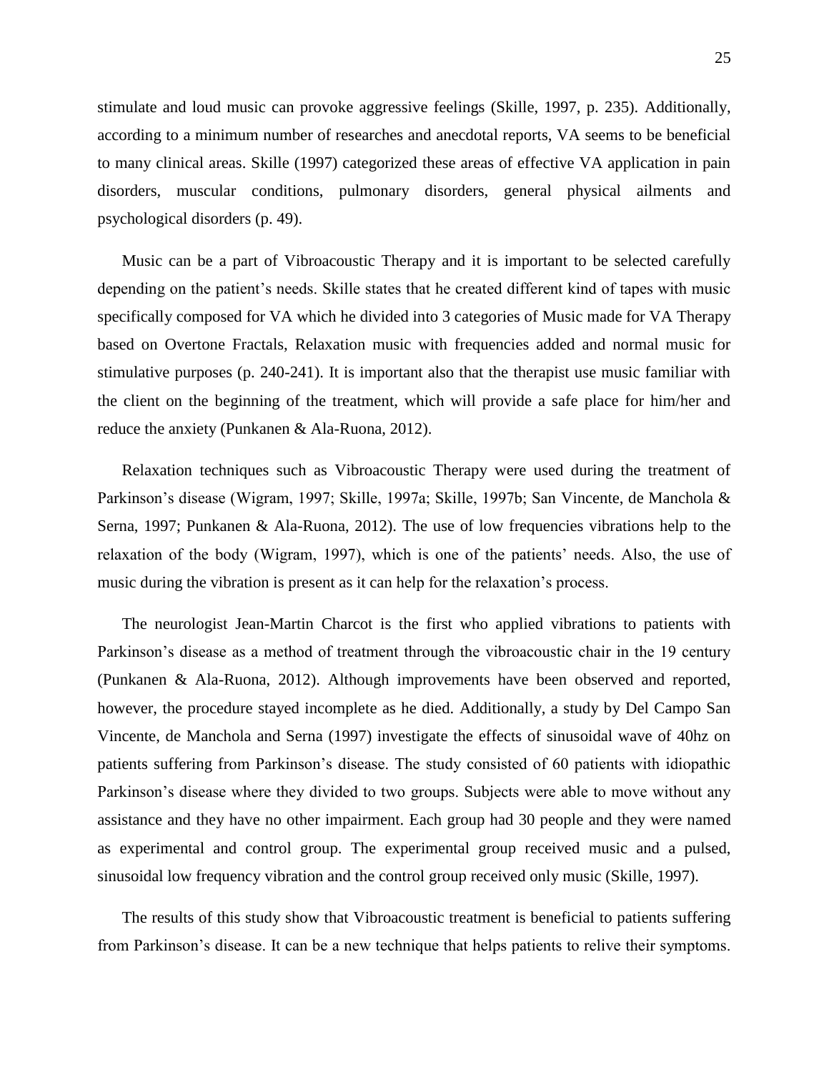stimulate and loud music can provoke aggressive feelings (Skille, 1997, p. 235). Additionally, according to a minimum number of researches and anecdotal reports, VA seems to be beneficial to many clinical areas. Skille (1997) categorized these areas of effective VA application in pain disorders, muscular conditions, pulmonary disorders, general physical ailments and psychological disorders (p. 49).

Music can be a part of Vibroacoustic Therapy and it is important to be selected carefully depending on the patient's needs. Skille states that he created different kind of tapes with music specifically composed for VA which he divided into 3 categories of Music made for VA Therapy based on Overtone Fractals, Relaxation music with frequencies added and normal music for stimulative purposes (p. 240-241). It is important also that the therapist use music familiar with the client on the beginning of the treatment, which will provide a safe place for him/her and reduce the anxiety (Punkanen & Ala-Ruona, 2012).

Relaxation techniques such as Vibroacoustic Therapy were used during the treatment of Parkinson's disease (Wigram, 1997; Skille, 1997a; Skille, 1997b; San Vincente, de Manchola & Serna, 1997; Punkanen & Ala-Ruona, 2012). The use of low frequencies vibrations help to the relaxation of the body (Wigram, 1997), which is one of the patients' needs. Also, the use of music during the vibration is present as it can help for the relaxation's process.

The neurologist Jean-Martin Charcot is the first who applied vibrations to patients with Parkinson's disease as a method of treatment through the vibroacoustic chair in the 19 century (Punkanen & Ala-Ruona, 2012). Although improvements have been observed and reported, however, the procedure stayed incomplete as he died. Additionally, a study by Del Campo San Vincente, de Manchola and Serna (1997) investigate the effects of sinusoidal wave of 40hz on patients suffering from Parkinson's disease. The study consisted of 60 patients with idiopathic Parkinson's disease where they divided to two groups. Subjects were able to move without any assistance and they have no other impairment. Each group had 30 people and they were named as experimental and control group. The experimental group received music and a pulsed, sinusoidal low frequency vibration and the control group received only music (Skille, 1997).

The results of this study show that Vibroacoustic treatment is beneficial to patients suffering from Parkinson's disease. It can be a new technique that helps patients to relive their symptoms.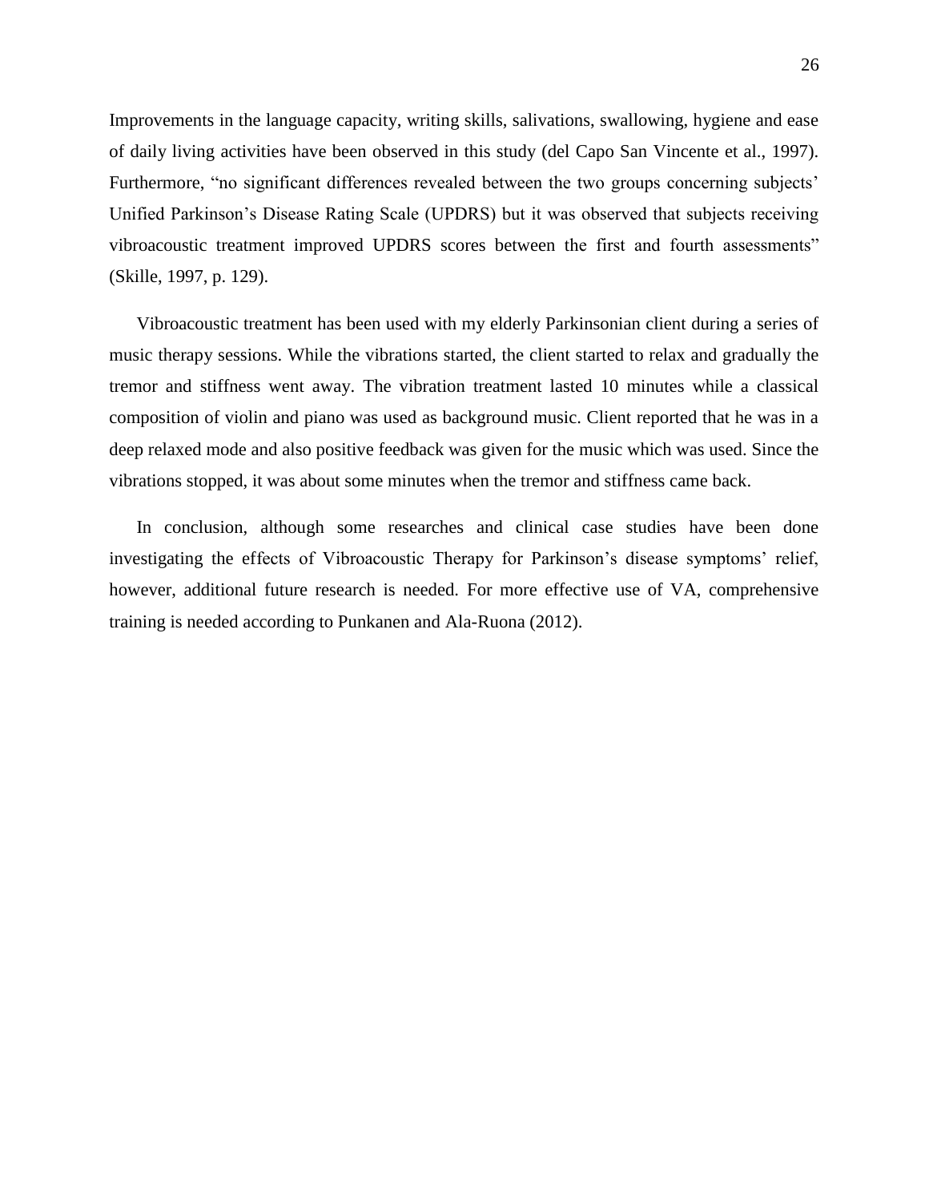Improvements in the language capacity, writing skills, salivations, swallowing, hygiene and ease of daily living activities have been observed in this study (del Capo San Vincente et al., 1997). Furthermore, "no significant differences revealed between the two groups concerning subjects' Unified Parkinson's Disease Rating Scale (UPDRS) but it was observed that subjects receiving vibroacoustic treatment improved UPDRS scores between the first and fourth assessments" (Skille, 1997, p. 129).

Vibroacoustic treatment has been used with my elderly Parkinsonian client during a series of music therapy sessions. While the vibrations started, the client started to relax and gradually the tremor and stiffness went away. The vibration treatment lasted 10 minutes while a classical composition of violin and piano was used as background music. Client reported that he was in a deep relaxed mode and also positive feedback was given for the music which was used. Since the vibrations stopped, it was about some minutes when the tremor and stiffness came back.

In conclusion, although some researches and clinical case studies have been done investigating the effects of Vibroacoustic Therapy for Parkinson's disease symptoms' relief, however, additional future research is needed. For more effective use of VA, comprehensive training is needed according to Punkanen and Ala-Ruona (2012).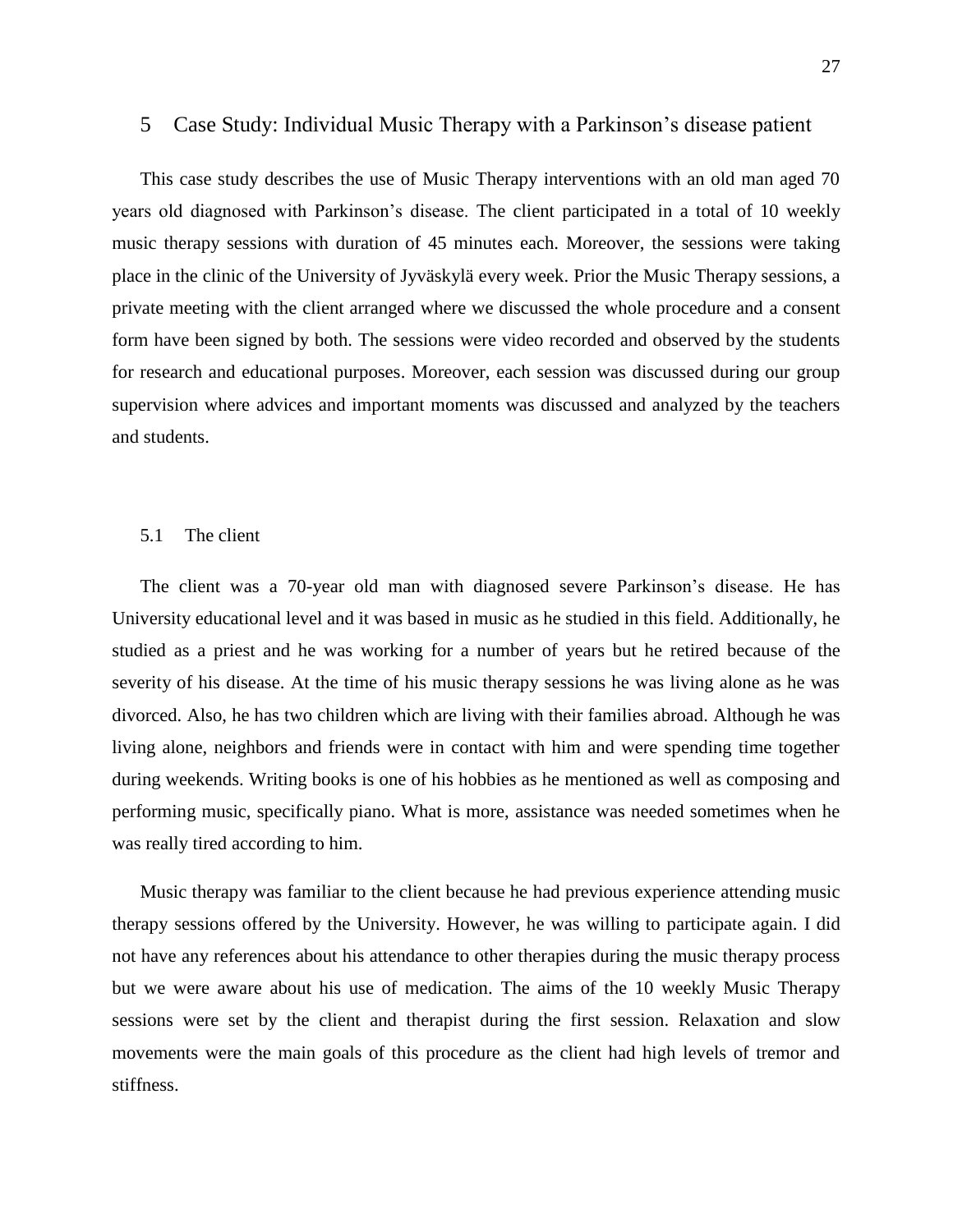# 5 Case Study: Individual Music Therapy with a Parkinson's disease patient

This case study describes the use of Music Therapy interventions with an old man aged 70 years old diagnosed with Parkinson's disease. The client participated in a total of 10 weekly music therapy sessions with duration of 45 minutes each. Moreover, the sessions were taking place in the clinic of the University of Jyväskylä every week. Prior the Music Therapy sessions, a private meeting with the client arranged where we discussed the whole procedure and a consent form have been signed by both. The sessions were video recorded and observed by the students for research and educational purposes. Moreover, each session was discussed during our group supervision where advices and important moments was discussed and analyzed by the teachers and students.

## 5.1 The client

The client was a 70-year old man with diagnosed severe Parkinson's disease. He has University educational level and it was based in music as he studied in this field. Additionally, he studied as a priest and he was working for a number of years but he retired because of the severity of his disease. At the time of his music therapy sessions he was living alone as he was divorced. Also, he has two children which are living with their families abroad. Although he was living alone, neighbors and friends were in contact with him and were spending time together during weekends. Writing books is one of his hobbies as he mentioned as well as composing and performing music, specifically piano. What is more, assistance was needed sometimes when he was really tired according to him.

Music therapy was familiar to the client because he had previous experience attending music therapy sessions offered by the University. However, he was willing to participate again. I did not have any references about his attendance to other therapies during the music therapy process but we were aware about his use of medication. The aims of the 10 weekly Music Therapy sessions were set by the client and therapist during the first session. Relaxation and slow movements were the main goals of this procedure as the client had high levels of tremor and stiffness.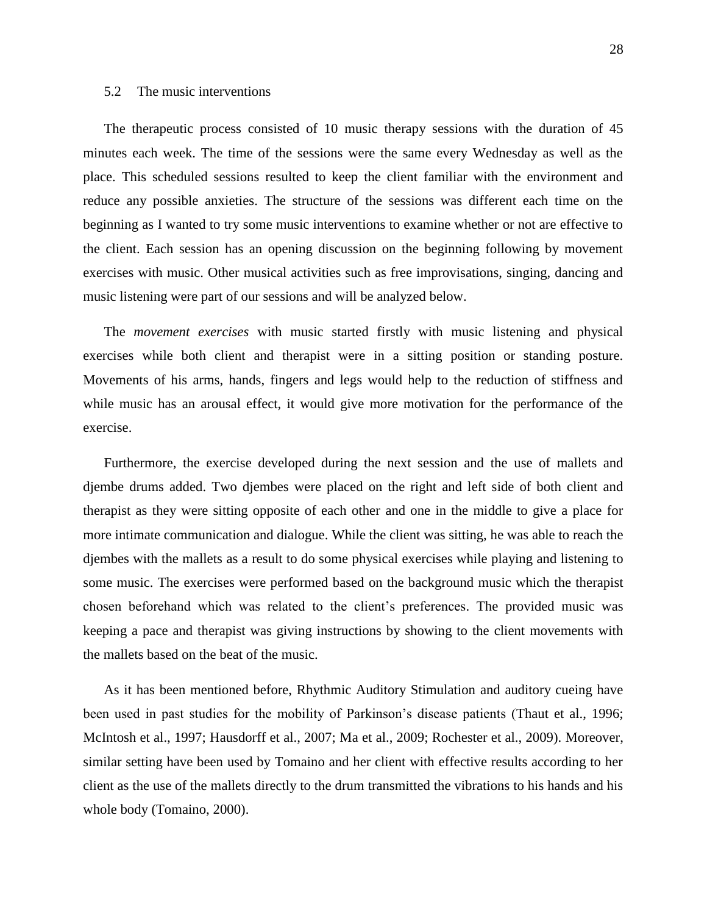## 5.2 The music interventions

The therapeutic process consisted of 10 music therapy sessions with the duration of 45 minutes each week. The time of the sessions were the same every Wednesday as well as the place. This scheduled sessions resulted to keep the client familiar with the environment and reduce any possible anxieties. The structure of the sessions was different each time on the beginning as I wanted to try some music interventions to examine whether or not are effective to the client. Each session has an opening discussion on the beginning following by movement exercises with music. Other musical activities such as free improvisations, singing, dancing and music listening were part of our sessions and will be analyzed below.

The *movement exercises* with music started firstly with music listening and physical exercises while both client and therapist were in a sitting position or standing posture. Movements of his arms, hands, fingers and legs would help to the reduction of stiffness and while music has an arousal effect, it would give more motivation for the performance of the exercise.

Furthermore, the exercise developed during the next session and the use of mallets and djembe drums added. Two djembes were placed on the right and left side of both client and therapist as they were sitting opposite of each other and one in the middle to give a place for more intimate communication and dialogue. While the client was sitting, he was able to reach the djembes with the mallets as a result to do some physical exercises while playing and listening to some music. The exercises were performed based on the background music which the therapist chosen beforehand which was related to the client's preferences. The provided music was keeping a pace and therapist was giving instructions by showing to the client movements with the mallets based on the beat of the music.

As it has been mentioned before, Rhythmic Auditory Stimulation and auditory cueing have been used in past studies for the mobility of Parkinson's disease patients (Thaut et al., 1996; McIntosh et al., 1997; Hausdorff et al., 2007; Ma et al., 2009; Rochester et al., 2009). Moreover, similar setting have been used by Tomaino and her client with effective results according to her client as the use of the mallets directly to the drum transmitted the vibrations to his hands and his whole body (Tomaino, 2000).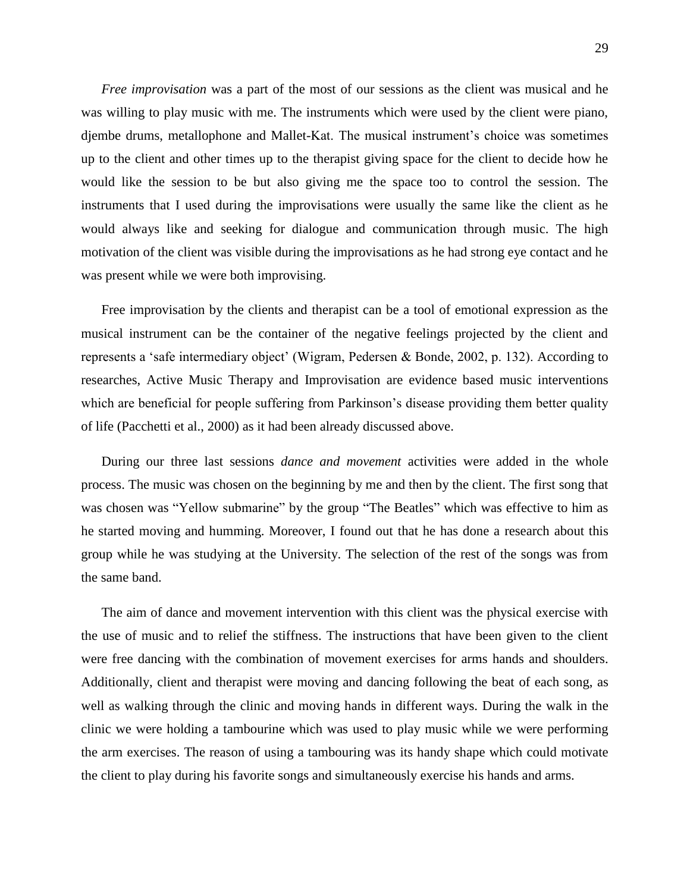*Free improvisation* was a part of the most of our sessions as the client was musical and he was willing to play music with me. The instruments which were used by the client were piano, djembe drums, metallophone and Mallet-Kat. The musical instrument's choice was sometimes up to the client and other times up to the therapist giving space for the client to decide how he would like the session to be but also giving me the space too to control the session. The instruments that I used during the improvisations were usually the same like the client as he would always like and seeking for dialogue and communication through music. The high motivation of the client was visible during the improvisations as he had strong eye contact and he was present while we were both improvising.

Free improvisation by the clients and therapist can be a tool of emotional expression as the musical instrument can be the container of the negative feelings projected by the client and represents a 'safe intermediary object' (Wigram, Pedersen & Bonde, 2002, p. 132). According to researches, Active Music Therapy and Improvisation are evidence based music interventions which are beneficial for people suffering from Parkinson's disease providing them better quality of life (Pacchetti et al., 2000) as it had been already discussed above.

During our three last sessions *dance and movement* activities were added in the whole process. The music was chosen on the beginning by me and then by the client. The first song that was chosen was "Yellow submarine" by the group "The Beatles" which was effective to him as he started moving and humming. Moreover, I found out that he has done a research about this group while he was studying at the University. The selection of the rest of the songs was from the same band.

The aim of dance and movement intervention with this client was the physical exercise with the use of music and to relief the stiffness. The instructions that have been given to the client were free dancing with the combination of movement exercises for arms hands and shoulders. Additionally, client and therapist were moving and dancing following the beat of each song, as well as walking through the clinic and moving hands in different ways. During the walk in the clinic we were holding a tambourine which was used to play music while we were performing the arm exercises. The reason of using a tambouring was its handy shape which could motivate the client to play during his favorite songs and simultaneously exercise his hands and arms.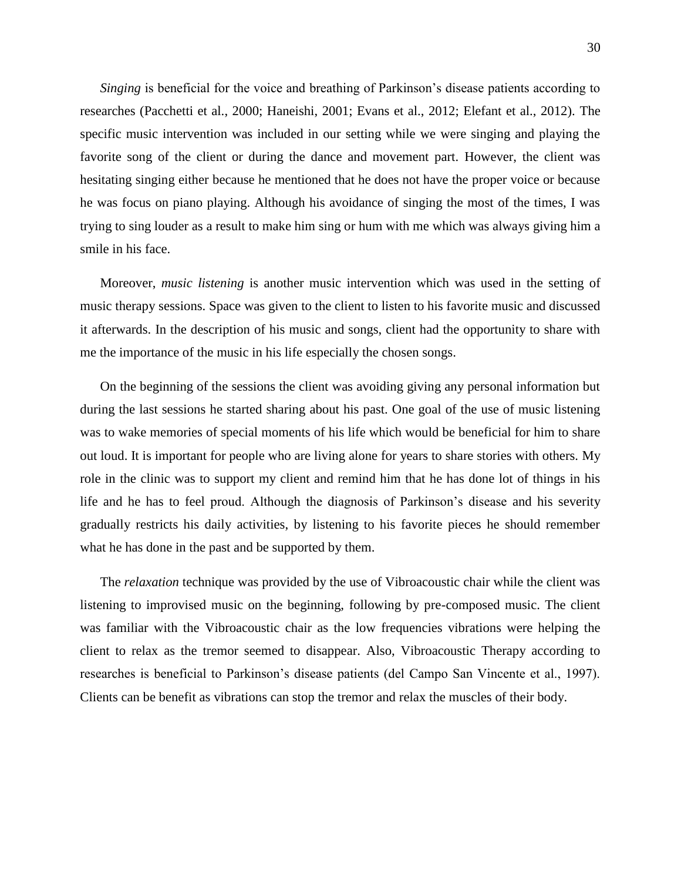*Singing* is beneficial for the voice and breathing of Parkinson's disease patients according to researches (Pacchetti et al., 2000; Haneishi, 2001; Evans et al., 2012; Elefant et al., 2012). The specific music intervention was included in our setting while we were singing and playing the favorite song of the client or during the dance and movement part. However, the client was hesitating singing either because he mentioned that he does not have the proper voice or because he was focus on piano playing. Although his avoidance of singing the most of the times, I was trying to sing louder as a result to make him sing or hum with me which was always giving him a smile in his face.

Moreover, *music listening* is another music intervention which was used in the setting of music therapy sessions. Space was given to the client to listen to his favorite music and discussed it afterwards. In the description of his music and songs, client had the opportunity to share with me the importance of the music in his life especially the chosen songs.

On the beginning of the sessions the client was avoiding giving any personal information but during the last sessions he started sharing about his past. One goal of the use of music listening was to wake memories of special moments of his life which would be beneficial for him to share out loud. It is important for people who are living alone for years to share stories with others. My role in the clinic was to support my client and remind him that he has done lot of things in his life and he has to feel proud. Although the diagnosis of Parkinson's disease and his severity gradually restricts his daily activities, by listening to his favorite pieces he should remember what he has done in the past and be supported by them.

The *relaxation* technique was provided by the use of Vibroacoustic chair while the client was listening to improvised music on the beginning, following by pre-composed music. The client was familiar with the Vibroacoustic chair as the low frequencies vibrations were helping the client to relax as the tremor seemed to disappear. Also, Vibroacoustic Therapy according to researches is beneficial to Parkinson's disease patients (del Campo San Vincente et al., 1997). Clients can be benefit as vibrations can stop the tremor and relax the muscles of their body.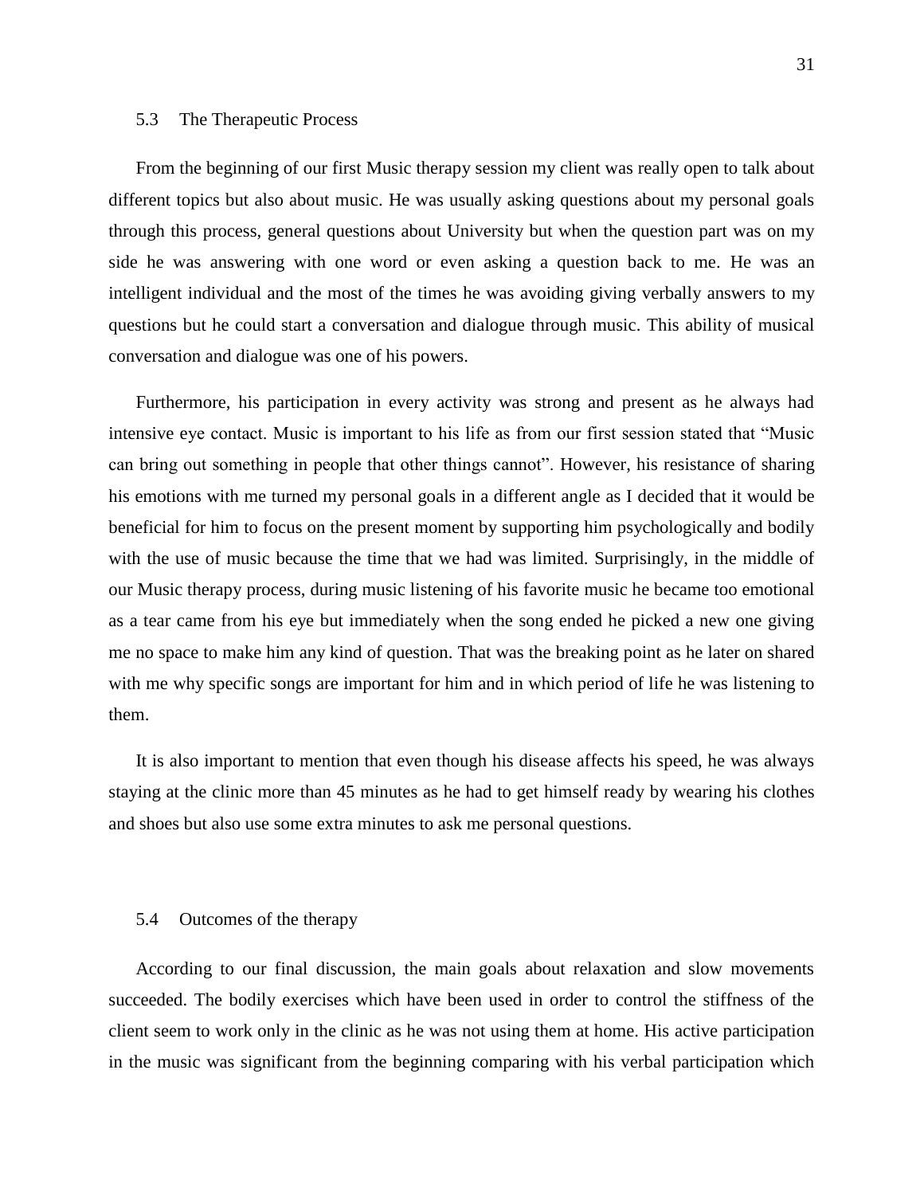## 5.3 The Therapeutic Process

From the beginning of our first Music therapy session my client was really open to talk about different topics but also about music. He was usually asking questions about my personal goals through this process, general questions about University but when the question part was on my side he was answering with one word or even asking a question back to me. He was an intelligent individual and the most of the times he was avoiding giving verbally answers to my questions but he could start a conversation and dialogue through music. This ability of musical conversation and dialogue was one of his powers.

Furthermore, his participation in every activity was strong and present as he always had intensive eye contact. Music is important to his life as from our first session stated that "Music can bring out something in people that other things cannot". However, his resistance of sharing his emotions with me turned my personal goals in a different angle as I decided that it would be beneficial for him to focus on the present moment by supporting him psychologically and bodily with the use of music because the time that we had was limited. Surprisingly, in the middle of our Music therapy process, during music listening of his favorite music he became too emotional as a tear came from his eye but immediately when the song ended he picked a new one giving me no space to make him any kind of question. That was the breaking point as he later on shared with me why specific songs are important for him and in which period of life he was listening to them.

It is also important to mention that even though his disease affects his speed, he was always staying at the clinic more than 45 minutes as he had to get himself ready by wearing his clothes and shoes but also use some extra minutes to ask me personal questions.

## 5.4 Outcomes of the therapy

According to our final discussion, the main goals about relaxation and slow movements succeeded. The bodily exercises which have been used in order to control the stiffness of the client seem to work only in the clinic as he was not using them at home. His active participation in the music was significant from the beginning comparing with his verbal participation which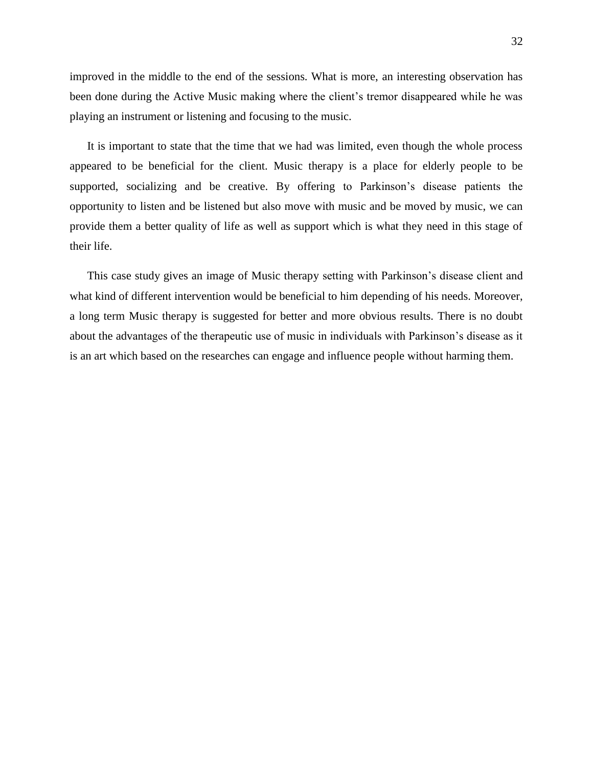improved in the middle to the end of the sessions. What is more, an interesting observation has been done during the Active Music making where the client's tremor disappeared while he was playing an instrument or listening and focusing to the music.

It is important to state that the time that we had was limited, even though the whole process appeared to be beneficial for the client. Music therapy is a place for elderly people to be supported, socializing and be creative. By offering to Parkinson's disease patients the opportunity to listen and be listened but also move with music and be moved by music, we can provide them a better quality of life as well as support which is what they need in this stage of their life.

This case study gives an image of Music therapy setting with Parkinson's disease client and what kind of different intervention would be beneficial to him depending of his needs. Moreover, a long term Music therapy is suggested for better and more obvious results. There is no doubt about the advantages of the therapeutic use of music in individuals with Parkinson's disease as it is an art which based on the researches can engage and influence people without harming them.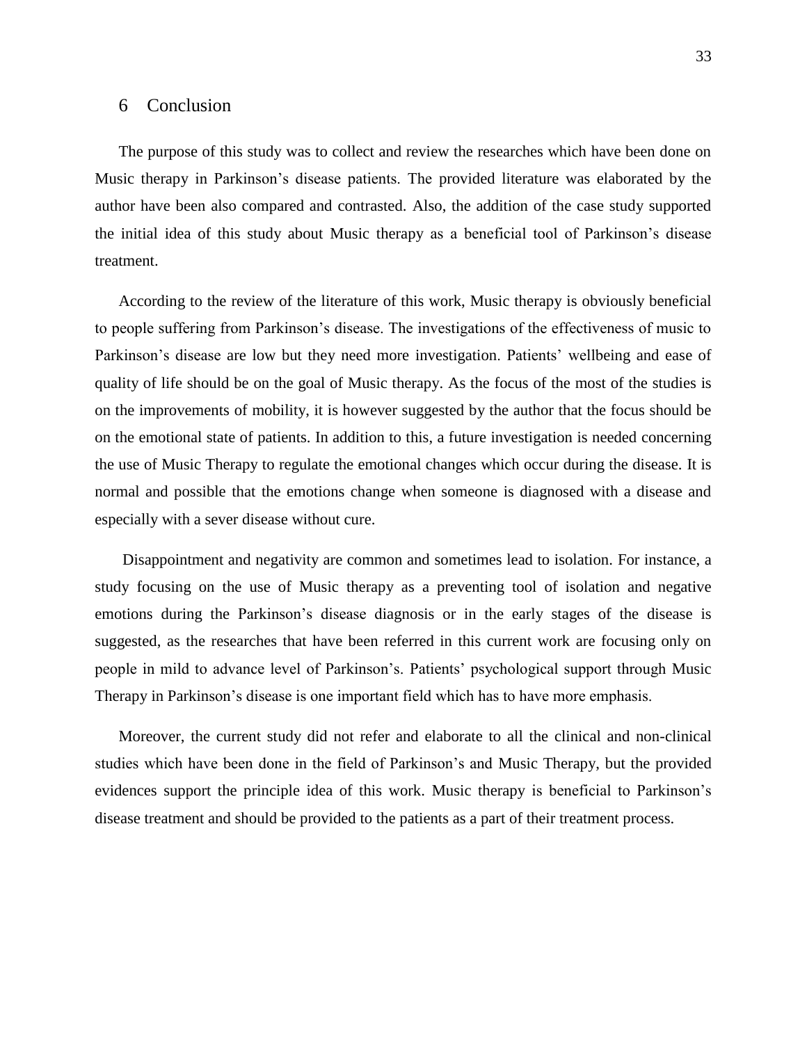# 6 Conclusion

The purpose of this study was to collect and review the researches which have been done on Music therapy in Parkinson's disease patients. The provided literature was elaborated by the author have been also compared and contrasted. Also, the addition of the case study supported the initial idea of this study about Music therapy as a beneficial tool of Parkinson's disease treatment.

According to the review of the literature of this work, Music therapy is obviously beneficial to people suffering from Parkinson's disease. The investigations of the effectiveness of music to Parkinson's disease are low but they need more investigation. Patients' wellbeing and ease of quality of life should be on the goal of Music therapy. As the focus of the most of the studies is on the improvements of mobility, it is however suggested by the author that the focus should be on the emotional state of patients. In addition to this, a future investigation is needed concerning the use of Music Therapy to regulate the emotional changes which occur during the disease. It is normal and possible that the emotions change when someone is diagnosed with a disease and especially with a sever disease without cure.

Disappointment and negativity are common and sometimes lead to isolation. For instance, a study focusing on the use of Music therapy as a preventing tool of isolation and negative emotions during the Parkinson's disease diagnosis or in the early stages of the disease is suggested, as the researches that have been referred in this current work are focusing only on people in mild to advance level of Parkinson's. Patients' psychological support through Music Therapy in Parkinson's disease is one important field which has to have more emphasis.

Moreover, the current study did not refer and elaborate to all the clinical and non-clinical studies which have been done in the field of Parkinson's and Music Therapy, but the provided evidences support the principle idea of this work. Music therapy is beneficial to Parkinson's disease treatment and should be provided to the patients as a part of their treatment process.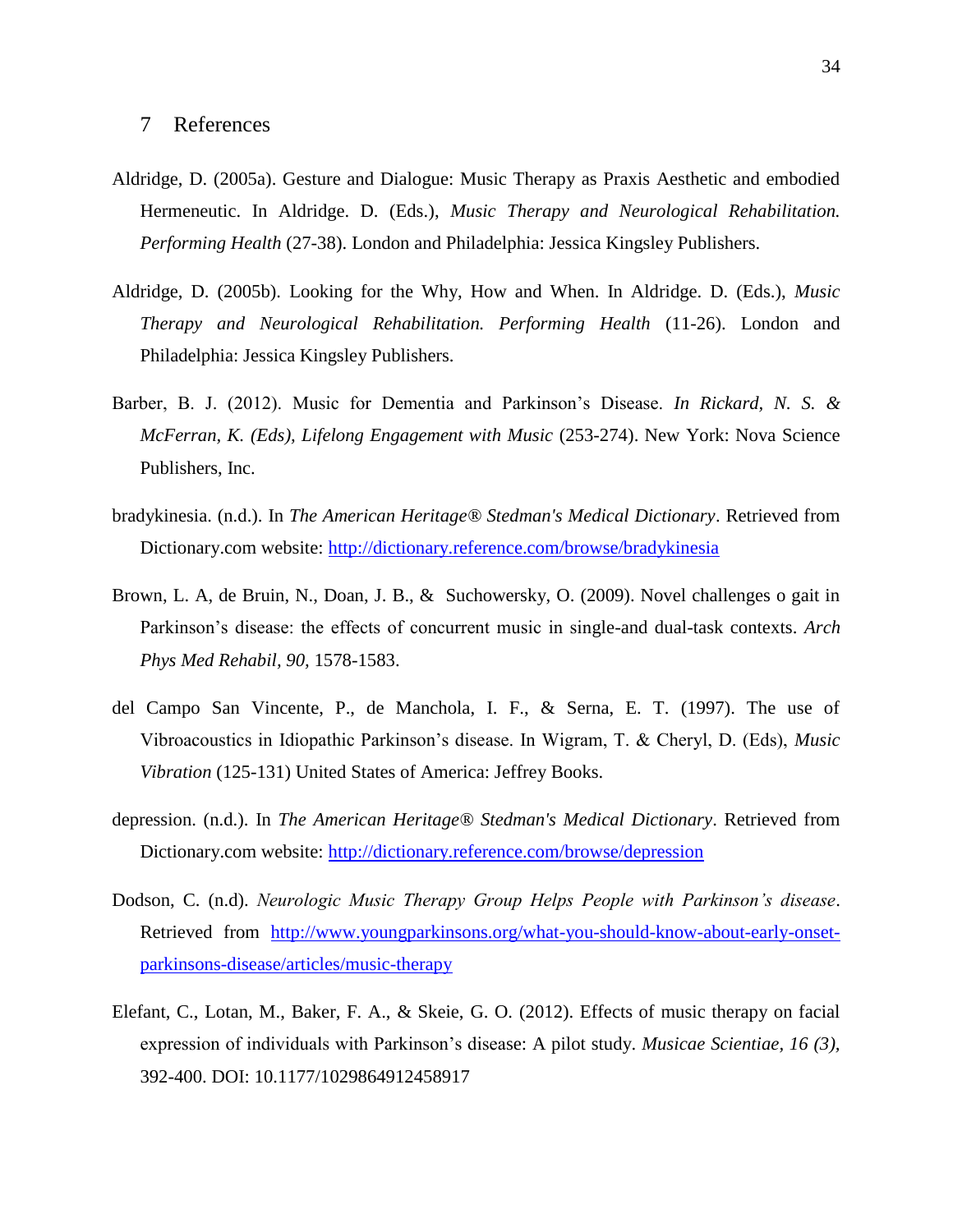## 7 References

Aldridge, D. (2005a). Gesture and Dialogue: Music Therapy as Praxis Aesthetic and embodied Hermeneutic. In Aldridge. D. (Eds.), *Music Therapy and Neurological Rehabilitation. Performing Health* (27-38). London and Philadelphia: Jessica Kingsley Publishers.

Aldridge, D. (2005b). Looking for the Why, How and When. In Aldridge. D. (Eds.), *Music Therapy and Neurological Rehabilitation. Performing Health* (11-26). London and Philadelphia: Jessica Kingsley Publishers.

Barber, B. J. (2012). Music for Dementia and Parkinson's Disease. *In Rickard, N. S. & McFerran, K. (Eds), Lifelong Engagement with Music* (253-274). New York: Nova Science Publishers, Inc.

bradykinesia. (n.d.). In *The American Heritage® Stedman's Medical Dictionary*. Retrieved from Dictionary.com website: http://dictionary.reference.com/browse/bradykinesia

Brown, L. A, de Bruin, N., Doan, J. B., & Suchowersky, O. (2009). Novel challenges o gait in Parkinson's disease: the effects of concurrent music in single-and dual-task contexts. *Arch Phys Med Rehabil, 90,* 1578-1583.

del Campo San Vincente, P., de Manchola, I. F., & Serna, E. T. (1997). The use of Vibroacoustics in Idiopathic Parkinson's disease. In Wigram, T. & Cheryl, D. (Eds), *Music Vibration* (125-131) United States of America: Jeffrey Books.

depression. (n.d.). In *The American Heritage® Stedman's Medical Dictionary*. Retrieved from Dictionary.com website: http://dictionary.reference.com/browse/depression

Dodson, C. (n.d). *Neurologic Music Therapy Group Helps People with Parkinson's disease*. Retrieved from http://www.youngparkinsons.org/what-you-should-know-about-early-onset-parkinsons-disease/articles/music-therapy

Elefant, C., Lotan, M., Baker, F. A., & Skeie, G. O. (2012). Effects of music therapy on facial expression of individuals with Parkinson's disease: A pilot study. *Musicae Scientiae, 16 (3),* 392-400. DOI: 10.1177/1029864912458917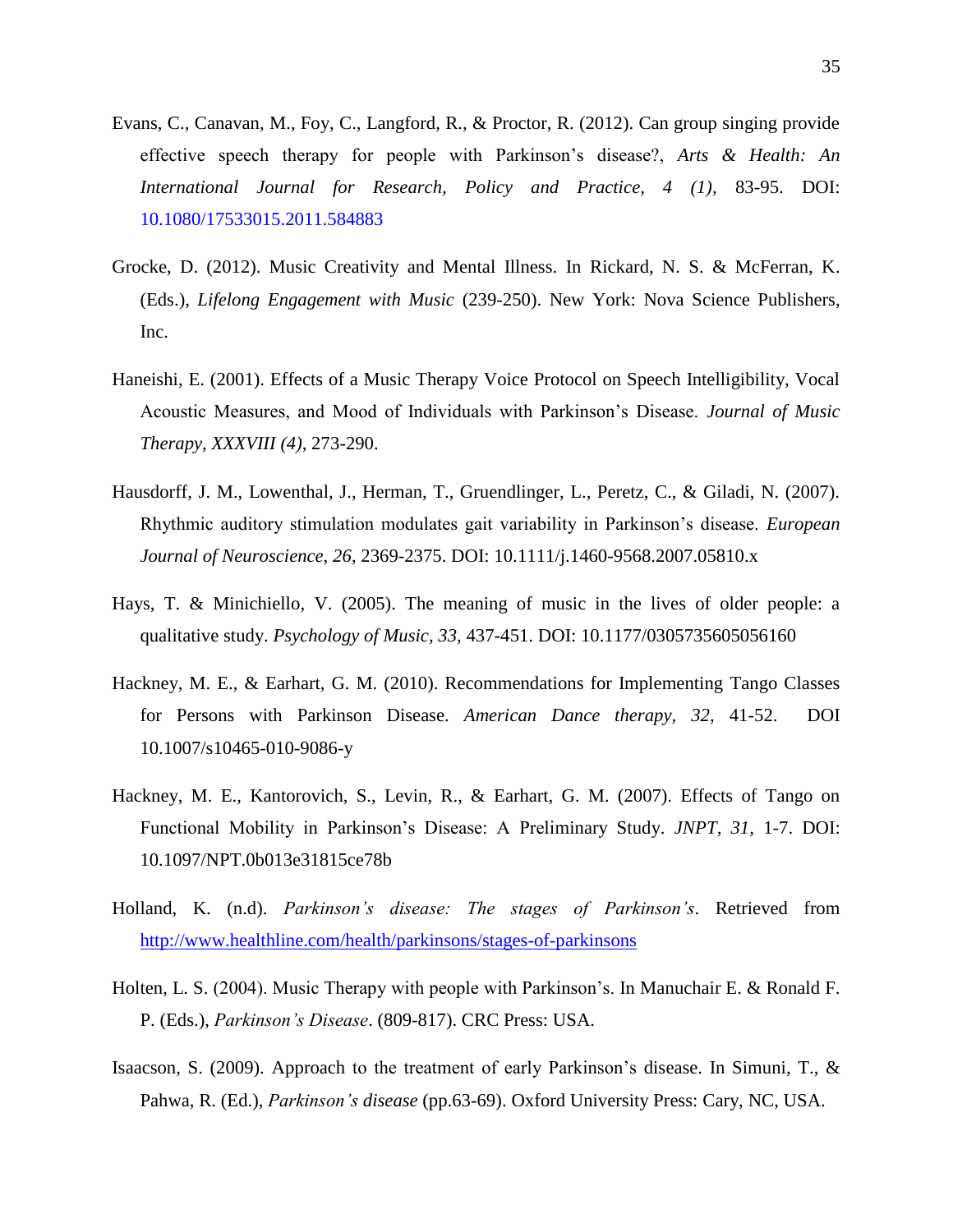Evans, C., Canavan, M., Foy, C., Langford, R., & Proctor, R. (2012). Can group singing provide effective speech therapy for people with Parkinson's disease?, *Arts & Health: An International Journal for Research, Policy and Practice, 4 (1)*, 83-95. DOI: 10.1080/17533015.2011.584883

Grocke, D. (2012). Music Creativity and Mental Illness. In Rickard, N. S. & McFerran, K. (Eds.), *Lifelong Engagement with Music* (239-250). New York: Nova Science Publishers, Inc.

Haneishi, E. (2001). Effects of a Music Therapy Voice Protocol on Speech Intelligibility, Vocal Acoustic Measures, and Mood of Individuals with Parkinson's Disease. *Journal of Music Therapy, XXXVIII (4)*, 273-290.

Hausdorff, J. M., Lowenthal, J., Herman, T., Gruendlinger, L., Peretz, C., & Giladi, N. (2007). Rhythmic auditory stimulation modulates gait variability in Parkinson's disease. *European Journal of Neuroscience, 26*, 2369-2375. DOI: 10.1111/j.1460-9568.2007.05810.x

Hays, T. & Minichiello, V. (2005). The meaning of music in the lives of older people: a qualitative study. *Psychology of Music, 33*, 437-451. DOI: 10.1177/0305735605056160

Hackney, M. E., & Earhart, G. M. (2010). Recommendations for Implementing Tango Classes for Persons with Parkinson Disease. *American Dance therapy, 32*, 41-52. DOI 10.1007/s10465-010-9086-y

Hackney, M. E., Kantorovich, S., Levin, R., & Earhart, G. M. (2007). Effects of Tango on Functional Mobility in Parkinson's Disease: A Preliminary Study. *JNPT, 31*, 1-7. DOI: 10.1097/NPT.0b013e31815ce78b

Holland, K. (n.d). *Parkinson's disease: The stages of Parkinson's*. Retrieved from http://www.healthline.com/health/parkinsons/stages-of-parkinsons

Holten, L. S. (2004). Music Therapy with people with Parkinson's. In Manuchair E. & Ronald F. P. (Eds.), *Parkinson's Disease*. (809-817). CRC Press: USA.

Isaacson, S. (2009). Approach to the treatment of early Parkinson's disease. In Simuni, T., & Pahwa, R. (Ed.), *Parkinson's disease* (pp.63-69). Oxford University Press: Cary, NC, USA.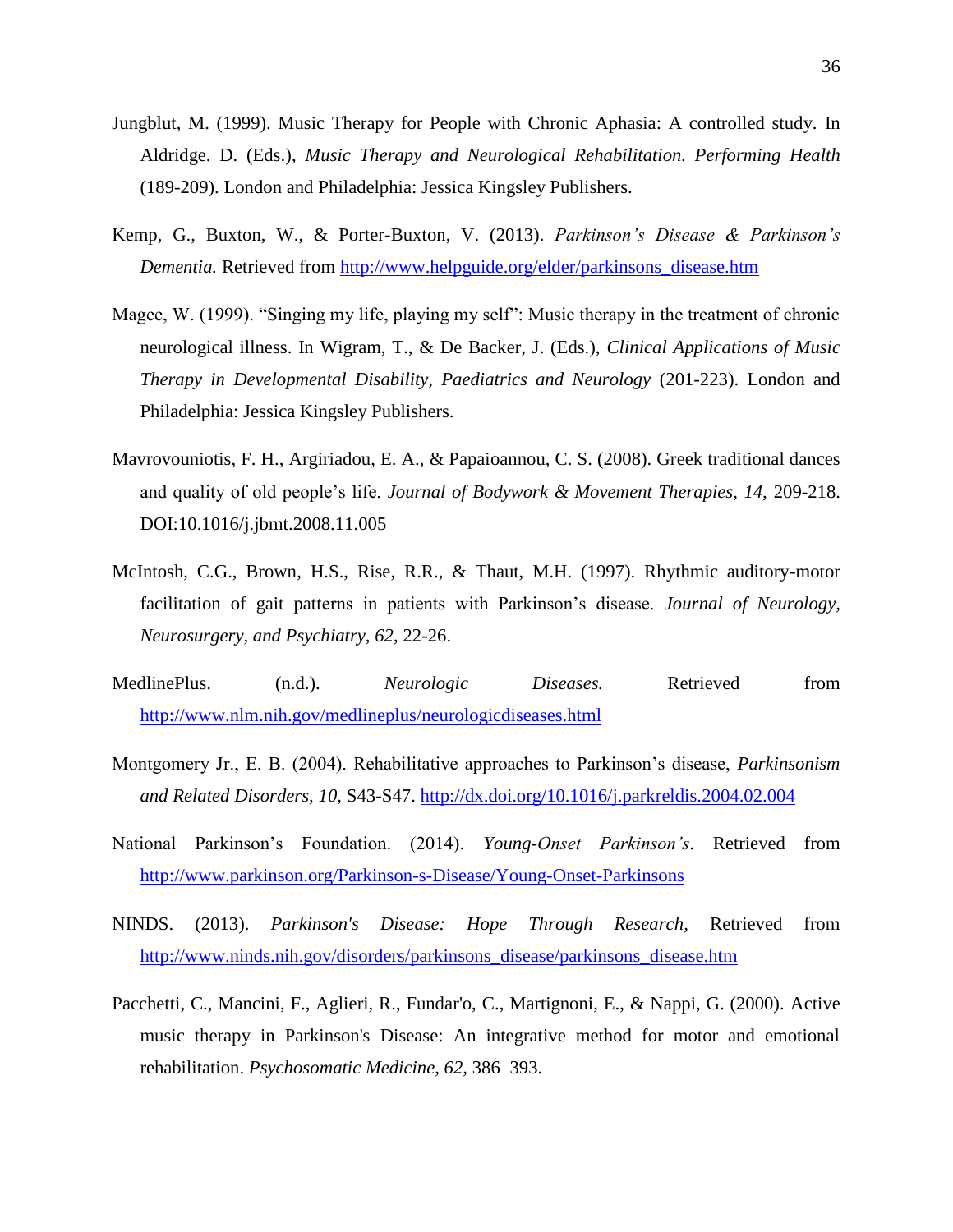Jungblut, M. (1999). Music Therapy for People with Chronic Aphasia: A controlled study. In Aldridge. D. (Eds.), *Music Therapy and Neurological Rehabilitation. Performing Health* (189-209). London and Philadelphia: Jessica Kingsley Publishers.

Kemp, G., Buxton, W., & Porter-Buxton, V. (2013). *Parkinson's Disease & Parkinson's Dementia.* Retrieved from http://www.helpguide.org/elder/parkinsons_disease.htm

Magee, W. (1999). "Singing my life, playing my self": Music therapy in the treatment of chronic neurological illness. In Wigram, T., & De Backer, J. (Eds.), *Clinical Applications of Music Therapy in Developmental Disability, Paediatrics and Neurology* (201-223). London and Philadelphia: Jessica Kingsley Publishers.

Mavrovouniotis, F. H., Argiriadou, E. A., & Papaioannou, C. S. (2008). Greek traditional dances and quality of old people's life. *Journal of Bodywork & Movement Therapies, 14,* 209-218. DOI:10.1016/j.jbmt.2008.11.005

McIntosh, C.G., Brown, H.S., Rise, R.R., & Thaut, M.H. (1997). Rhythmic auditory-motor facilitation of gait patterns in patients with Parkinson's disease. *Journal of Neurology, Neurosurgery, and Psychiatry, 62*, 22-26.

MedlinePlus. (n.d.). *Neurologic Diseases.* Retrieved from http://www.nlm.nih.gov/medlineplus/neurologicdiseases.html

Montgomery Jr., E. B. (2004). Rehabilitative approaches to Parkinson's disease, *Parkinsonism and Related Disorders, 10,* S43-S47. http://dx.doi.org/10.1016/j.parkreldis.2004.02.004

National Parkinson's Foundation. (2014). *Young-Onset Parkinson's*. Retrieved from http://www.parkinson.org/Parkinson-s-Disease/Young-Onset-Parkinsons

NINDS. (2013). *Parkinson's Disease: Hope Through Research,* Retrieved from http://www.ninds.nih.gov/disorders/parkinsons_disease/parkinsons_disease.htm

Pacchetti, C., Mancini, F., Aglieri, R., Fundar'o, C., Martignoni, E., & Nappi, G. (2000). Active music therapy in Parkinson's Disease: An integrative method for motor and emotional rehabilitation. *Psychosomatic Medicine, 62,* 386–393.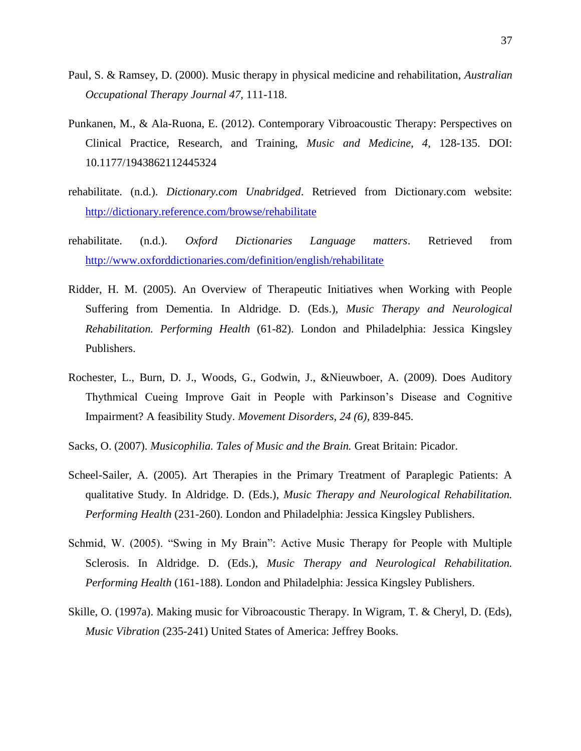Paul, S. & Ramsey, D. (2000). Music therapy in physical medicine and rehabilitation, *Australian Occupational Therapy Journal 47,* 111-118.

Punkanen, M., & Ala-Ruona, E. (2012). Contemporary Vibroacoustic Therapy: Perspectives on Clinical Practice, Research, and Training, *Music and Medicine, 4,* 128-135. DOI: 10.1177/1943862112445324

rehabilitate. (n.d.). *Dictionary.com Unabridged*. Retrieved from Dictionary.com website: http://dictionary.reference.com/browse/rehabilitate

rehabilitate. (n.d.). *Oxford Dictionaries Language matters*. Retrieved from http://www.oxforddictionaries.com/definition/english/rehabilitate

Ridder, H. M. (2005). An Overview of Therapeutic Initiatives when Working with People Suffering from Dementia. In Aldridge. D. (Eds.), *Music Therapy and Neurological Rehabilitation. Performing Health* (61-82). London and Philadelphia: Jessica Kingsley Publishers.

Rochester, L., Burn, D. J., Woods, G., Godwin, J., &Nieuwboer, A. (2009). Does Auditory Thythmical Cueing Improve Gait in People with Parkinson's Disease and Cognitive Impairment? A feasibility Study. *Movement Disorders, 24 (6),* 839-845.

Sacks, O. (2007). *Musicophilia. Tales of Music and the Brain.* Great Britain: Picador.

Scheel-Sailer, A. (2005). Art Therapies in the Primary Treatment of Paraplegic Patients: A qualitative Study. In Aldridge. D. (Eds.), *Music Therapy and Neurological Rehabilitation. Performing Health* (231-260). London and Philadelphia: Jessica Kingsley Publishers.

Schmid, W. (2005). "Swing in My Brain": Active Music Therapy for People with Multiple Sclerosis. In Aldridge. D. (Eds.), *Music Therapy and Neurological Rehabilitation. Performing Health* (161-188). London and Philadelphia: Jessica Kingsley Publishers.

Skille, O. (1997a). Making music for Vibroacoustic Therapy. In Wigram, T. & Cheryl, D. (Eds), *Music Vibration* (235-241) United States of America: Jeffrey Books.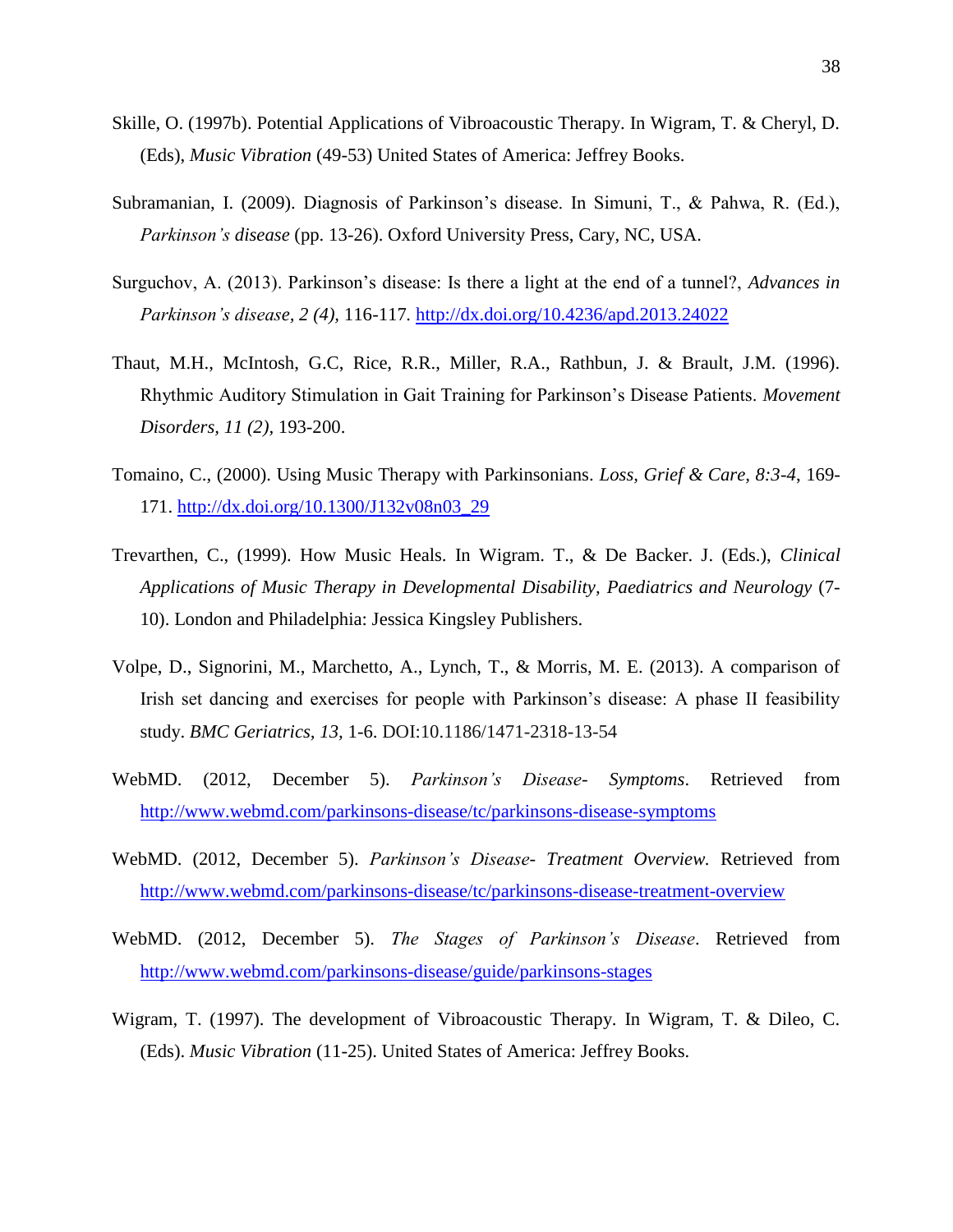Skille, O. (1997b). Potential Applications of Vibroacoustic Therapy. In Wigram, T. & Cheryl, D. (Eds), *Music Vibration* (49-53) United States of America: Jeffrey Books.

Subramanian, I. (2009). Diagnosis of Parkinson's disease. In Simuni, T., & Pahwa, R. (Ed.), *Parkinson's disease* (pp. 13-26). Oxford University Press, Cary, NC, USA.

Surguchov, A. (2013). Parkinson's disease: Is there a light at the end of a tunnel?, *Advances in Parkinson's disease, 2 (4),* 116-117. http://dx.doi.org/10.4236/apd.2013.24022

Thaut, M.H., McIntosh, G.C, Rice, R.R., Miller, R.A., Rathbun, J. & Brault, J.M. (1996). Rhythmic Auditory Stimulation in Gait Training for Parkinson's Disease Patients. *Movement Disorders, 11 (2),* 193-200.

Tomaino, C., (2000). Using Music Therapy with Parkinsonians. *Loss, Grief & Care, 8:3-4*, 169-171. http://dx.doi.org/10.1300/J132v08n03_29

Trevarthen, C., (1999). How Music Heals. In Wigram. T., & De Backer. J. (Eds.), *Clinical Applications of Music Therapy in Developmental Disability, Paediatrics and Neurology* (7-10). London and Philadelphia: Jessica Kingsley Publishers.

Volpe, D., Signorini, M., Marchetto, A., Lynch, T., & Morris, M. E. (2013). A comparison of Irish set dancing and exercises for people with Parkinson's disease: A phase II feasibility study. *BMC Geriatrics, 13,* 1-6. DOI:10.1186/1471-2318-13-54

WebMD. (2012, December 5). *Parkinson's Disease- Symptoms*. Retrieved from http://www.webmd.com/parkinsons-disease/tc/parkinsons-disease-symptoms

WebMD. (2012, December 5). *Parkinson's Disease- Treatment Overview.* Retrieved from http://www.webmd.com/parkinsons-disease/tc/parkinsons-disease-treatment-overview

WebMD. (2012, December 5). *The Stages of Parkinson's Disease*. Retrieved from http://www.webmd.com/parkinsons-disease/guide/parkinsons-stages

Wigram, T. (1997). The development of Vibroacoustic Therapy. In Wigram, T. & Dileo, C. (Eds). *Music Vibration* (11-25). United States of America: Jeffrey Books.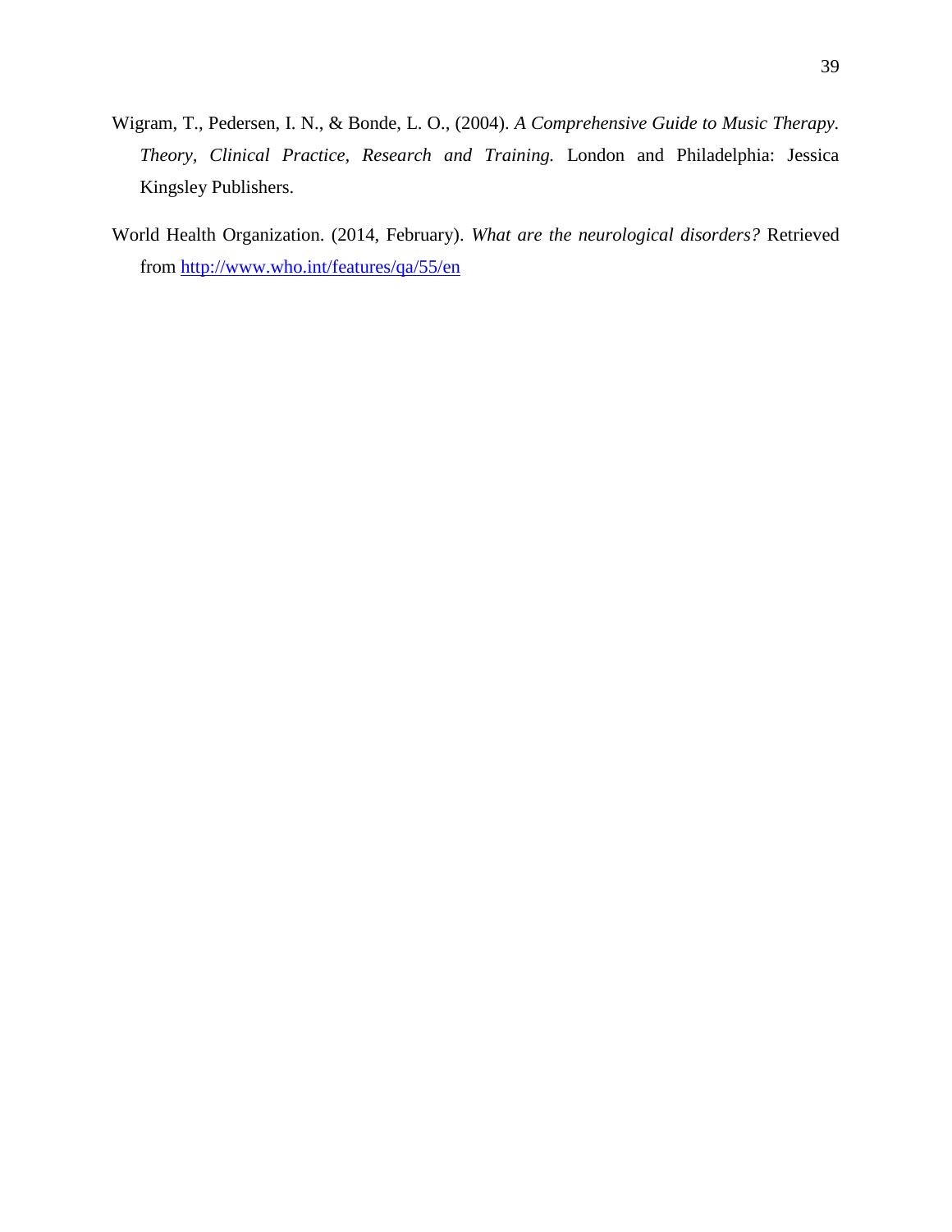Wigram, T., Pedersen, I. N., & Bonde, L. O., (2004). *A Comprehensive Guide to Music Therapy. Theory, Clinical Practice, Research and Training.* London and Philadelphia: Jessica Kingsley Publishers.

World Health Organization. (2014, February). *What are the neurological disorders?* Retrieved from http://www.who.int/features/qa/55/en